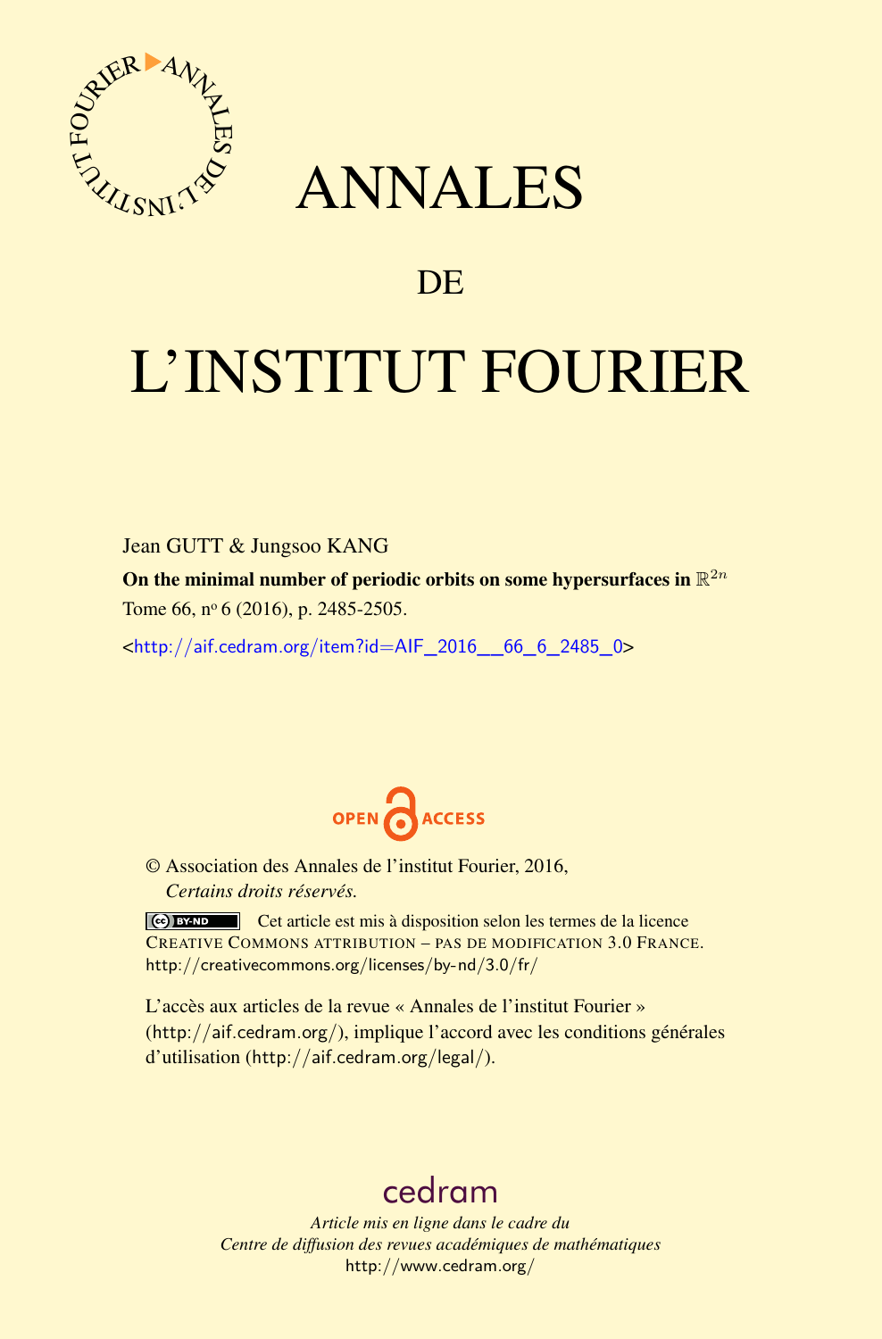# ANNALES

## DE

# L'INSTITUT FOURIER

Jean GUTT & Jungsoo KANG

**On the minimal number of periodic orbits on some hypersurfaces in $\mathbb{R}^{2n}$**

Tome 66, nº 6 (2016), p. 2485-2505.

<http://aif.cedram.org/item?id=AIF_2016__66_6_2485_0>

OPEN ACCESS

© Association des Annales de l'institut Fourier, 2016,
*Certains droits réservés.*

Cet article est mis à disposition selon les termes de la licence CREATIVE COMMONS ATTRIBUTION – PAS DE MODIFICATION 3.0 FRANCE.
http://creativecommons.org/licenses/by-nd/3.0/fr/

L'accès aux articles de la revue « Annales de l'institut Fourier » (http://aif.cedram.org/), implique l'accord avec les conditions générales d'utilisation (http://aif.cedram.org/legal/).

cedram

*Article mis en ligne dans le cadre du*
*Centre de diffusion des revues académiques de mathématiques*
http://www.cedram.org/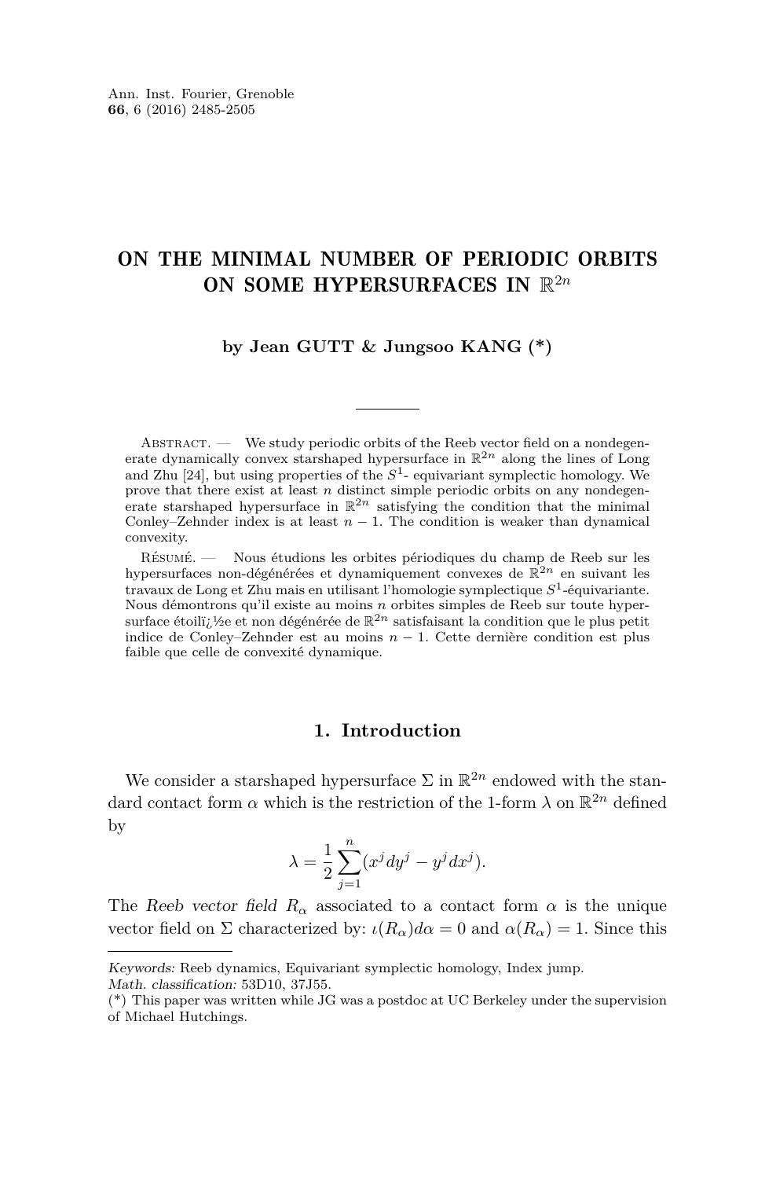# ON THE MINIMAL NUMBER OF PERIODIC ORBITS ON SOME HYPERSURFACES IN $\mathbb{R}^{2n}$

**by Jean GUTT & Jungsoo KANG (\*)**

Abstract. — We study periodic orbits of the Reeb vector field on a nondegenerate dynamically convex starshaped hypersurface in $\mathbb{R}^{2n}$ along the lines of Long and Zhu [24], but using properties of the $S^1$- equivariant symplectic homology. We prove that there exist at least $n$ distinct simple periodic orbits on any nondegenerate starshaped hypersurface in $\mathbb{R}^{2n}$ satisfying the condition that the minimal Conley–Zehnder index is at least $n-1$. The condition is weaker than dynamical convexity.

Résumé. — Nous étudions les orbites périodiques du champ de Reeb sur les hypersurfaces non-dégénérées et dynamiquement convexes de $\mathbb{R}^{2n}$ en suivant les travaux de Long et Zhu mais en utilisant l'homologie symplectique $S^1$-équivariante. Nous démontrons qu'il existe au moins $n$ orbites simples de Reeb sur toute hypersurface étoilï¿½e et non dégénérée de $\mathbb{R}^{2n}$ satisfaisant la condition que le plus petit indice de Conley–Zehnder est au moins $n-1$. Cette dernière condition est plus faible que celle de convexité dynamique.

## 1. Introduction

We consider a starshaped hypersurface $\Sigma$ in $\mathbb{R}^{2n}$ endowed with the standard contact form $\alpha$ which is the restriction of the 1-form $\lambda$ on $\mathbb{R}^{2n}$ defined by

$$\lambda = \frac{1}{2}\sum_{j=1}^{n}(x^j dy^j - y^j dx^j).$$

The *Reeb vector field* $R_\alpha$ associated to a contact form $\alpha$ is the unique vector field on $\Sigma$ characterized by: $\iota(R_\alpha)d\alpha = 0$ and $\alpha(R_\alpha) = 1$. Since this

*Keywords:* Reeb dynamics, Equivariant symplectic homology, Index jump.
*Math. classification:* 53D10, 37J55.
(\*) This paper was written while JG was a postdoc at UC Berkeley under the supervision of Michael Hutchings.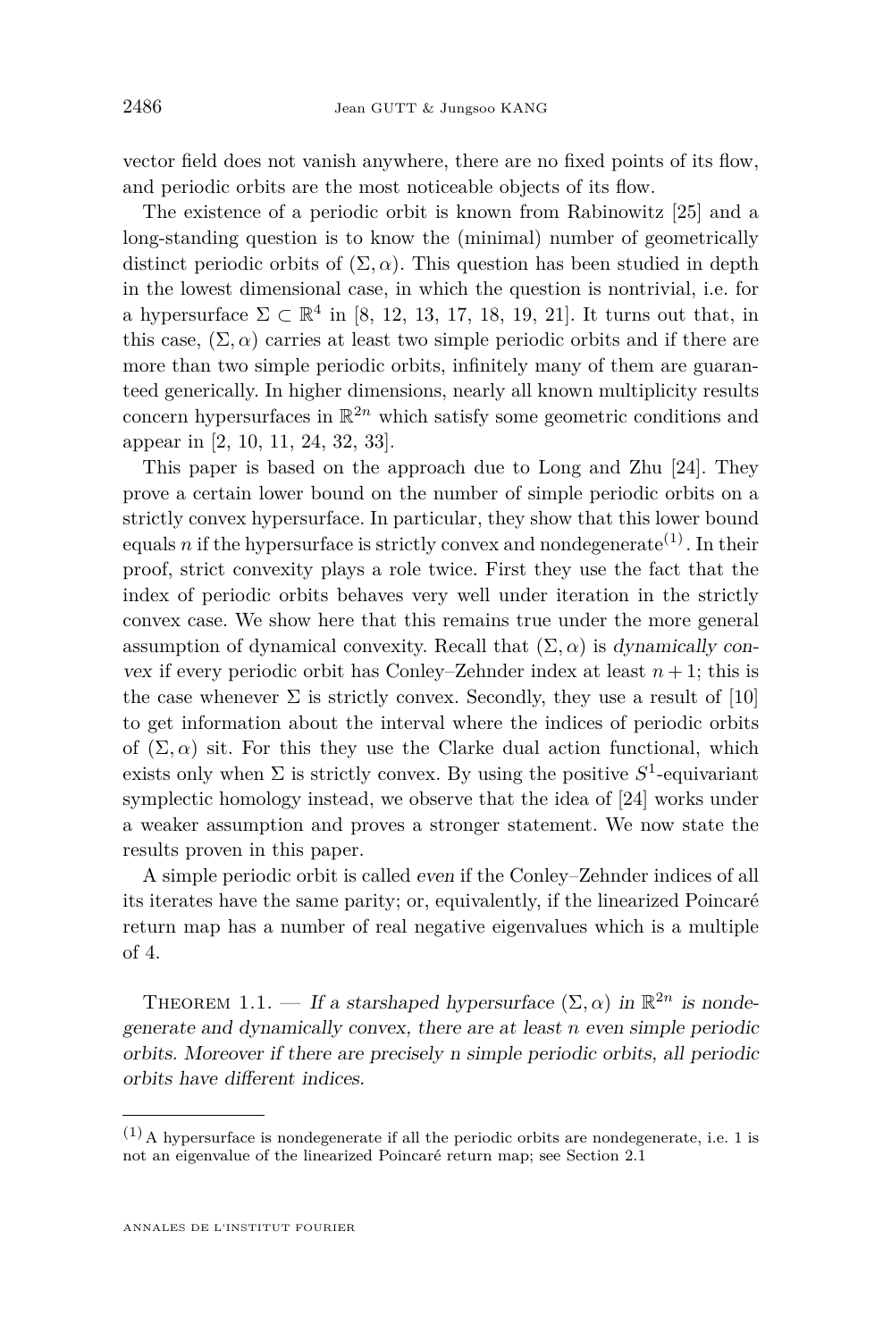vector field does not vanish anywhere, there are no fixed points of its flow, and periodic orbits are the most noticeable objects of its flow.

The existence of a periodic orbit is known from Rabinowitz [25] and a long-standing question is to know the (minimal) number of geometrically distinct periodic orbits of $(\Sigma, \alpha)$. This question has been studied in depth in the lowest dimensional case, in which the question is nontrivial, i.e. for a hypersurface $\Sigma \subset \mathbb{R}^4$ in [8, 12, 13, 17, 18, 19, 21]. It turns out that, in this case, $(\Sigma, \alpha)$ carries at least two simple periodic orbits and if there are more than two simple periodic orbits, infinitely many of them are guaranteed generically. In higher dimensions, nearly all known multiplicity results concern hypersurfaces in $\mathbb{R}^{2n}$ which satisfy some geometric conditions and appear in [2, 10, 11, 24, 32, 33].

This paper is based on the approach due to Long and Zhu [24]. They prove a certain lower bound on the number of simple periodic orbits on a strictly convex hypersurface. In particular, they show that this lower bound equals $n$ if the hypersurface is strictly convex and nondegenerate[(1)]. In their proof, strict convexity plays a role twice. First they use the fact that the index of periodic orbits behaves very well under iteration in the strictly convex case. We show here that this remains true under the more general assumption of dynamical convexity. Recall that $(\Sigma, \alpha)$ is *dynamically convex* if every periodic orbit has Conley–Zehnder index at least $n+1$; this is the case whenever $\Sigma$ is strictly convex. Secondly, they use a result of [10] to get information about the interval where the indices of periodic orbits of $(\Sigma, \alpha)$ sit. For this they use the Clarke dual action functional, which exists only when $\Sigma$ is strictly convex. By using the positive $S^1$-equivariant symplectic homology instead, we observe that the idea of [24] works under a weaker assumption and proves a stronger statement. We now state the results proven in this paper.

A simple periodic orbit is called *even* if the Conley–Zehnder indices of all its iterates have the same parity; or, equivalently, if the linearized Poincaré return map has a number of real negative eigenvalues which is a multiple of 4.

Theorem 1.1. — *If a starshaped hypersurface $(\Sigma, \alpha)$ in $\mathbb{R}^{2n}$ is nondegenerate and dynamically convex, there are at least $n$ even simple periodic orbits. Moreover if there are precisely $n$ simple periodic orbits, all periodic orbits have different indices.*

---

(1) A hypersurface is nondegenerate if all the periodic orbits are nondegenerate, i.e. 1 is not an eigenvalue of the linearized Poincaré return map; see Section 2.1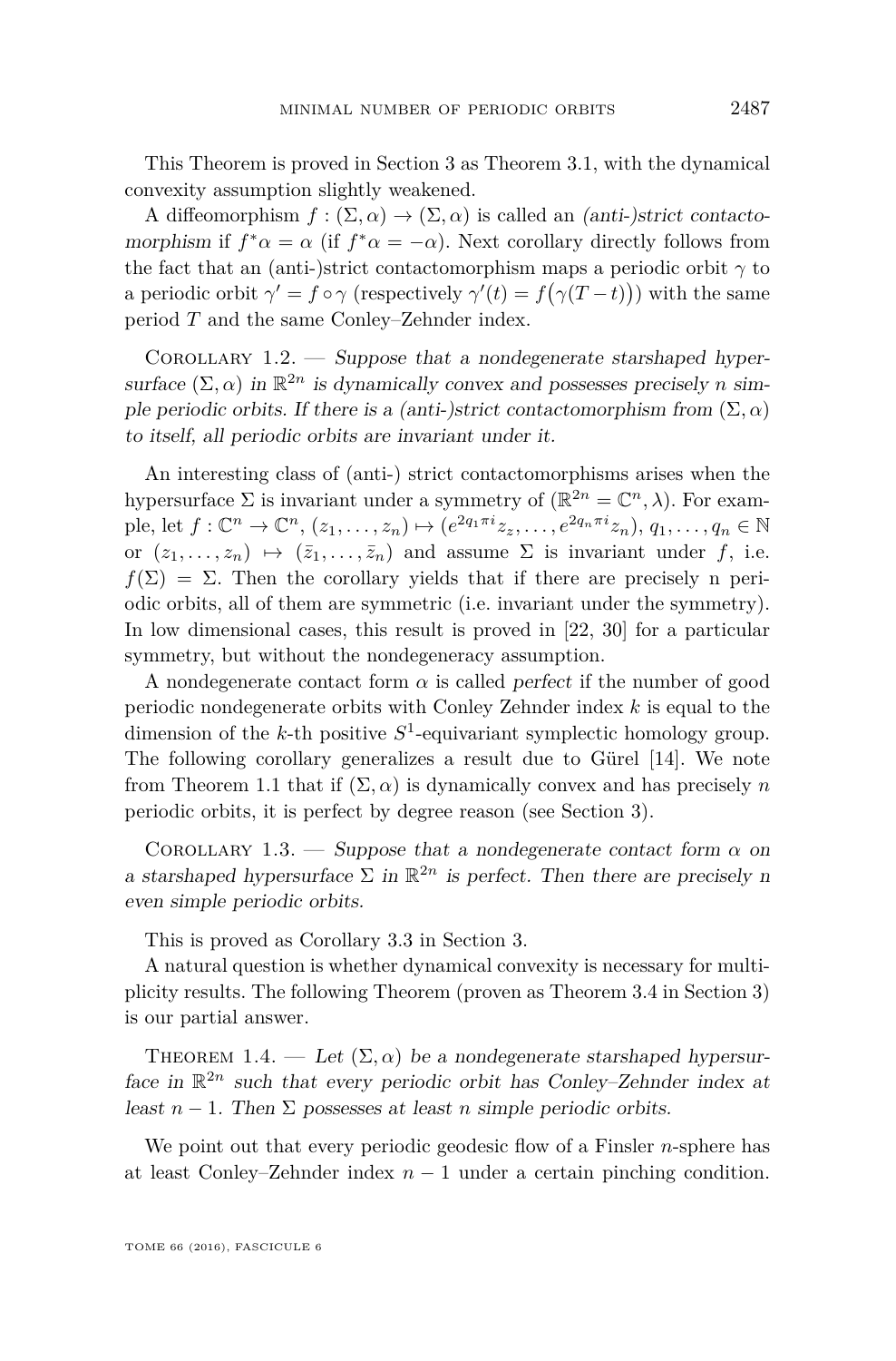This Theorem is proved in Section 3 as Theorem 3.1, with the dynamical convexity assumption slightly weakened.

A diffeomorphism $f : (\Sigma, \alpha) \to (\Sigma, \alpha)$ is called an *(anti-)strict contactomorphism* if $f^*\alpha = \alpha$ (if $f^*\alpha = -\alpha$). Next corollary directly follows from the fact that an (anti-)strict contactomorphism maps a periodic orbit $\gamma$ to a periodic orbit $\gamma' = f \circ \gamma$ (respectively $\gamma'(t) = f\big(\gamma(T-t)\big)$) with the same period $T$ and the same Conley–Zehnder index.

Corollary 1.2. — *Suppose that a nondegenerate starshaped hypersurface $(\Sigma, \alpha)$ in $\mathbb{R}^{2n}$ is dynamically convex and possesses precisely $n$ simple periodic orbits. If there is a (anti-)strict contactomorphism from $(\Sigma, \alpha)$ to itself, all periodic orbits are invariant under it.*

An interesting class of (anti-) strict contactomorphisms arises when the hypersurface $\Sigma$ is invariant under a symmetry of $(\mathbb{R}^{2n} = \mathbb{C}^n, \lambda)$. For example, let $f : \mathbb{C}^n \to \mathbb{C}^n$, $(z_1, \dots, z_n) \mapsto (e^{2q_1\pi i}z_z, \dots, e^{2q_n\pi i}z_n)$, $q_1, \dots, q_n \in \mathbb{N}$ or $(z_1, \dots, z_n) \mapsto (\bar{z}_1, \dots, \bar{z}_n)$ and assume $\Sigma$ is invariant under $f$, i.e. $f(\Sigma) = \Sigma$. Then the corollary yields that if there are precisely n periodic orbits, all of them are symmetric (i.e. invariant under the symmetry). In low dimensional cases, this result is proved in [22, 30] for a particular symmetry, but without the nondegeneracy assumption.

A nondegenerate contact form $\alpha$ is called *perfect* if the number of good periodic nondegenerate orbits with Conley Zehnder index $k$ is equal to the dimension of the $k$-th positive $S^1$-equivariant symplectic homology group. The following corollary generalizes a result due to Gürel [14]. We note from Theorem 1.1 that if $(\Sigma, \alpha)$ is dynamically convex and has precisely $n$ periodic orbits, it is perfect by degree reason (see Section 3).

Corollary 1.3. — *Suppose that a nondegenerate contact form $\alpha$ on a starshaped hypersurface $\Sigma$ in $\mathbb{R}^{2n}$ is perfect. Then there are precisely $n$ even simple periodic orbits.*

This is proved as Corollary 3.3 in Section 3.

A natural question is whether dynamical convexity is necessary for multiplicity results. The following Theorem (proven as Theorem 3.4 in Section 3) is our partial answer.

Theorem 1.4. — *Let $(\Sigma, \alpha)$ be a nondegenerate starshaped hypersurface in $\mathbb{R}^{2n}$ such that every periodic orbit has Conley–Zehnder index at least $n-1$. Then $\Sigma$ possesses at least $n$ simple periodic orbits.*

We point out that every periodic geodesic flow of a Finsler $n$-sphere has at least Conley–Zehnder index $n-1$ under a certain pinching condition.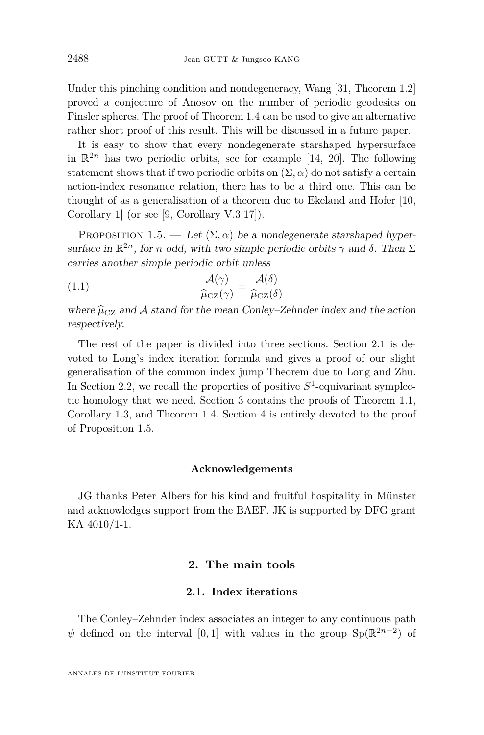Under this pinching condition and nondegeneracy, Wang [31, Theorem 1.2] proved a conjecture of Anosov on the number of periodic geodesics on Finsler spheres. The proof of Theorem 1.4 can be used to give an alternative rather short proof of this result. This will be discussed in a future paper.

It is easy to show that every nondegenerate starshaped hypersurface in $\mathbb{R}^{2n}$ has two periodic orbits, see for example [14, 20]. The following statement shows that if two periodic orbits on $(\Sigma, \alpha)$ do not satisfy a certain action-index resonance relation, there has to be a third one. This can be thought of as a generalisation of a theorem due to Ekeland and Hofer [10, Corollary 1] (or see [9, Corollary V.3.17]).

Proposition 1.5. — *Let $(\Sigma, \alpha)$ be a nondegenerate starshaped hypersurface in $\mathbb{R}^{2n}$, for $n$ odd, with two simple periodic orbits $\gamma$ and $\delta$. Then $\Sigma$ carries another simple periodic orbit unless*

$$\frac{\mathcal{A}(\gamma)}{\widehat{\mu}_{\mathrm{CZ}}(\gamma)} = \frac{\mathcal{A}(\delta)}{\widehat{\mu}_{\mathrm{CZ}}(\delta)} \tag{1.1}$$

*where $\widehat{\mu}_{\mathrm{CZ}}$ and $\mathcal{A}$ stand for the mean Conley–Zehnder index and the action respectively.*

The rest of the paper is divided into three sections. Section 2.1 is devoted to Long's index iteration formula and gives a proof of our slight generalisation of the common index jump Theorem due to Long and Zhu. In Section 2.2, we recall the properties of positive $S^1$-equivariant symplectic homology that we need. Section 3 contains the proofs of Theorem 1.1, Corollary 1.3, and Theorem 1.4. Section 4 is entirely devoted to the proof of Proposition 1.5.

### Acknowledgements

JG thanks Peter Albers for his kind and fruitful hospitality in Münster and acknowledges support from the BAEF. JK is supported by DFG grant KA 4010/1-1.

## 2. The main tools

### 2.1. Index iterations

The Conley–Zehnder index associates an integer to any continuous path $\psi$ defined on the interval $[0, 1]$ with values in the group $\mathrm{Sp}(\mathbb{R}^{2n-2})$ of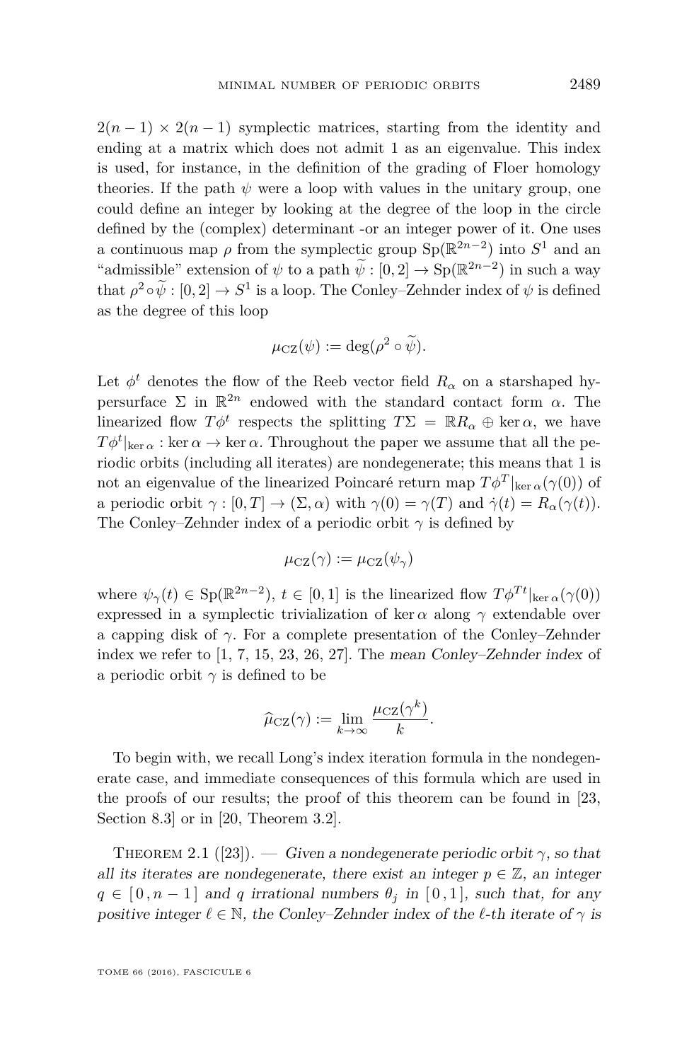$2(n-1) \times 2(n-1)$ symplectic matrices, starting from the identity and ending at a matrix which does not admit 1 as an eigenvalue. This index is used, for instance, in the definition of the grading of Floer homology theories. If the path $\psi$ were a loop with values in the unitary group, one could define an integer by looking at the degree of the loop in the circle defined by the (complex) determinant -or an integer power of it. One uses a continuous map $\rho$ from the symplectic group $\mathrm{Sp}(\mathbb{R}^{2n-2})$ into $S^1$ and an "admissible" extension of $\psi$ to a path $\widetilde{\psi} : [0,2] \to \mathrm{Sp}(\mathbb{R}^{2n-2})$ in such a way that $\rho^2 \circ \widetilde{\psi} : [0,2] \to S^1$ is a loop. The Conley–Zehnder index of $\psi$ is defined as the degree of this loop

$$\mu_{\mathrm{CZ}}(\psi) := \deg(\rho^2 \circ \widetilde{\psi}).$$

Let $\phi^t$ denotes the flow of the Reeb vector field $R_\alpha$ on a starshaped hypersurface $\Sigma$ in $\mathbb{R}^{2n}$ endowed with the standard contact form $\alpha$. The linearized flow $T\phi^t$ respects the splitting $T\Sigma = \mathbb{R}R_\alpha \oplus \ker \alpha$, we have $T\phi^t|_{\ker \alpha} : \ker \alpha \to \ker \alpha$. Throughout the paper we assume that all the periodic orbits (including all iterates) are nondegenerate; this means that 1 is not an eigenvalue of the linearized Poincaré return map $T\phi^T|_{\ker \alpha}(\gamma(0))$ of a periodic orbit $\gamma : [0,T] \to (\Sigma, \alpha)$ with $\gamma(0) = \gamma(T)$ and $\dot{\gamma}(t) = R_\alpha(\gamma(t))$. The Conley–Zehnder index of a periodic orbit $\gamma$ is defined by

$$\mu_{\mathrm{CZ}}(\gamma) := \mu_{\mathrm{CZ}}(\psi_\gamma)$$

where $\psi_\gamma(t) \in \mathrm{Sp}(\mathbb{R}^{2n-2})$, $t \in [0,1]$ is the linearized flow $T\phi^{Tt}|_{\ker \alpha}(\gamma(0))$ expressed in a symplectic trivialization of $\ker \alpha$ along $\gamma$ extendable over a capping disk of $\gamma$. For a complete presentation of the Conley–Zehnder index we refer to [1, 7, 15, 23, 26, 27]. The *mean Conley–Zehnder index* of a periodic orbit $\gamma$ is defined to be

$$\widehat{\mu}_{\mathrm{CZ}}(\gamma) := \lim_{k \to \infty} \frac{\mu_{\mathrm{CZ}}(\gamma^k)}{k}.$$

To begin with, we recall Long's index iteration formula in the nondegenerate case, and immediate consequences of this formula which are used in the proofs of our results; the proof of this theorem can be found in [23, Section 8.3] or in [20, Theorem 3.2].

Theorem 2.1 ([23]). — *Given a nondegenerate periodic orbit $\gamma$, so that all its iterates are nondegenerate, there exist an integer $p \in \mathbb{Z}$, an integer $q \in [\,0\,, n-1\,]$ and $q$ irrational numbers $\theta_j$ in $[\,0\,,1\,]$, such that, for any positive integer $\ell \in \mathbb{N}$, the Conley–Zehnder index of the $\ell$-th iterate of $\gamma$ is*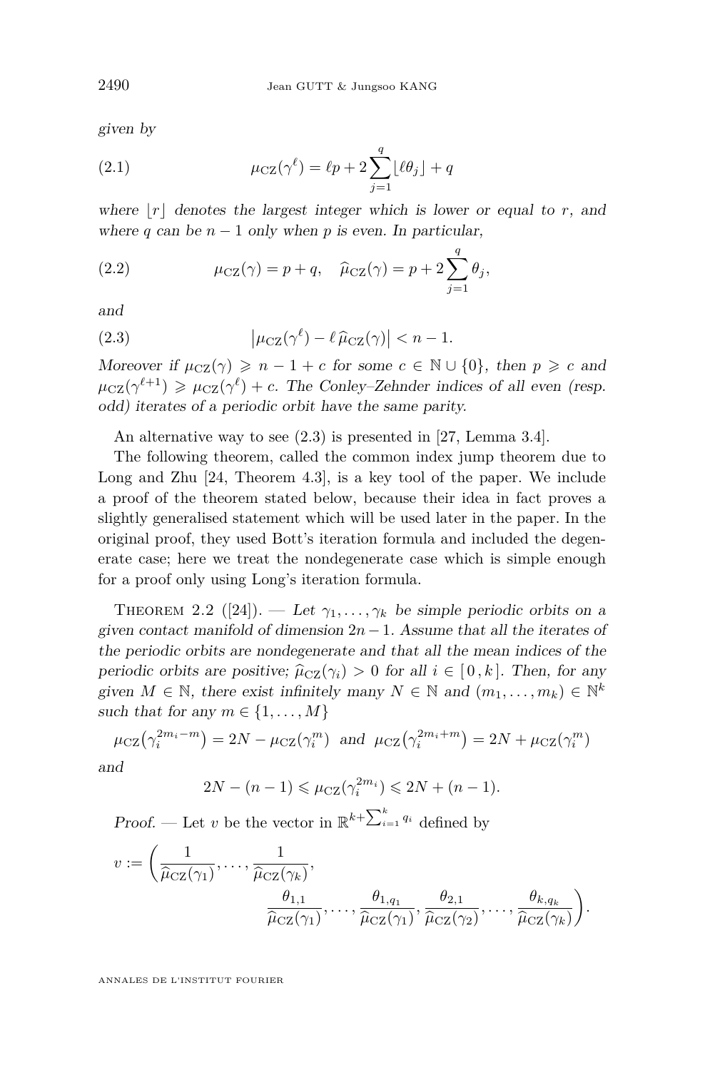*given by*

$$\mu_{\mathrm{CZ}}(\gamma^\ell) = \ell p + 2\sum_{j=1}^{q} \lfloor \ell\theta_j \rfloor + q \tag{2.1}$$

*where* $\lfloor r \rfloor$ *denotes the largest integer which is lower or equal to* $r$*, and where* $q$ *can be* $n-1$ *only when* $p$ *is even. In particular,*

$$\mu_{\mathrm{CZ}}(\gamma) = p + q, \quad \widehat{\mu}_{\mathrm{CZ}}(\gamma) = p + 2\sum_{j=1}^{q} \theta_j, \tag{2.2}$$

*and*

$$\left|\mu_{\mathrm{CZ}}(\gamma^\ell) - \ell\,\widehat{\mu}_{\mathrm{CZ}}(\gamma)\right| < n-1. \tag{2.3}$$

*Moreover if* $\mu_{\mathrm{CZ}}(\gamma) \geqslant n-1+c$ *for some* $c \in \mathbb{N} \cup \{0\}$*, then* $p \geqslant c$ *and* $\mu_{\mathrm{CZ}}(\gamma^{\ell+1}) \geqslant \mu_{\mathrm{CZ}}(\gamma^\ell) + c$*. The Conley–Zehnder indices of all even (resp. odd) iterates of a periodic orbit have the same parity.*

An alternative way to see (2.3) is presented in [27, Lemma 3.4].

The following theorem, called the common index jump theorem due to Long and Zhu [24, Theorem 4.3], is a key tool of the paper. We include a proof of the theorem stated below, because their idea in fact proves a slightly generalised statement which will be used later in the paper. In the original proof, they used Bott's iteration formula and included the degenerate case; here we treat the nondegenerate case which is simple enough for a proof only using Long's iteration formula.

Theorem 2.2 ([24]). — *Let* $\gamma_1, \dots, \gamma_k$ *be simple periodic orbits on a given contact manifold of dimension* $2n-1$*. Assume that all the iterates of the periodic orbits are nondegenerate and that all the mean indices of the periodic orbits are positive;* $\widehat{\mu}_{\mathrm{CZ}}(\gamma_i) > 0$ *for all* $i \in [\,0\,, k\,]$*. Then, for any given* $M \in \mathbb{N}$*, there exist infinitely many* $N \in \mathbb{N}$ *and* $(m_1, \dots, m_k) \in \mathbb{N}^k$ *such that for any* $m \in \{1, \dots, M\}$

$$\mu_{\mathrm{CZ}}\big(\gamma_i^{2m_i - m}\big) = 2N - \mu_{\mathrm{CZ}}(\gamma_i^m) \;\text{ and }\; \mu_{\mathrm{CZ}}\big(\gamma_i^{2m_i + m}\big) = 2N + \mu_{\mathrm{CZ}}(\gamma_i^m)$$

*and*

$$2N - (n-1) \leqslant \mu_{\mathrm{CZ}}(\gamma_i^{2m_i}) \leqslant 2N + (n-1).$$

*Proof.* — Let $v$ be the vector in $\mathbb{R}^{k+\sum_{i=1}^k q_i}$ defined by

$$v := \left(\frac{1}{\widehat{\mu}_{\mathrm{CZ}}(\gamma_1)}, \dots, \frac{1}{\widehat{\mu}_{\mathrm{CZ}}(\gamma_k)}, \frac{\theta_{1,1}}{\widehat{\mu}_{\mathrm{CZ}}(\gamma_1)}, \dots, \frac{\theta_{1,q_1}}{\widehat{\mu}_{\mathrm{CZ}}(\gamma_1)}, \frac{\theta_{2,1}}{\widehat{\mu}_{\mathrm{CZ}}(\gamma_2)}, \dots, \frac{\theta_{k,q_k}}{\widehat{\mu}_{\mathrm{CZ}}(\gamma_k)}\right).$$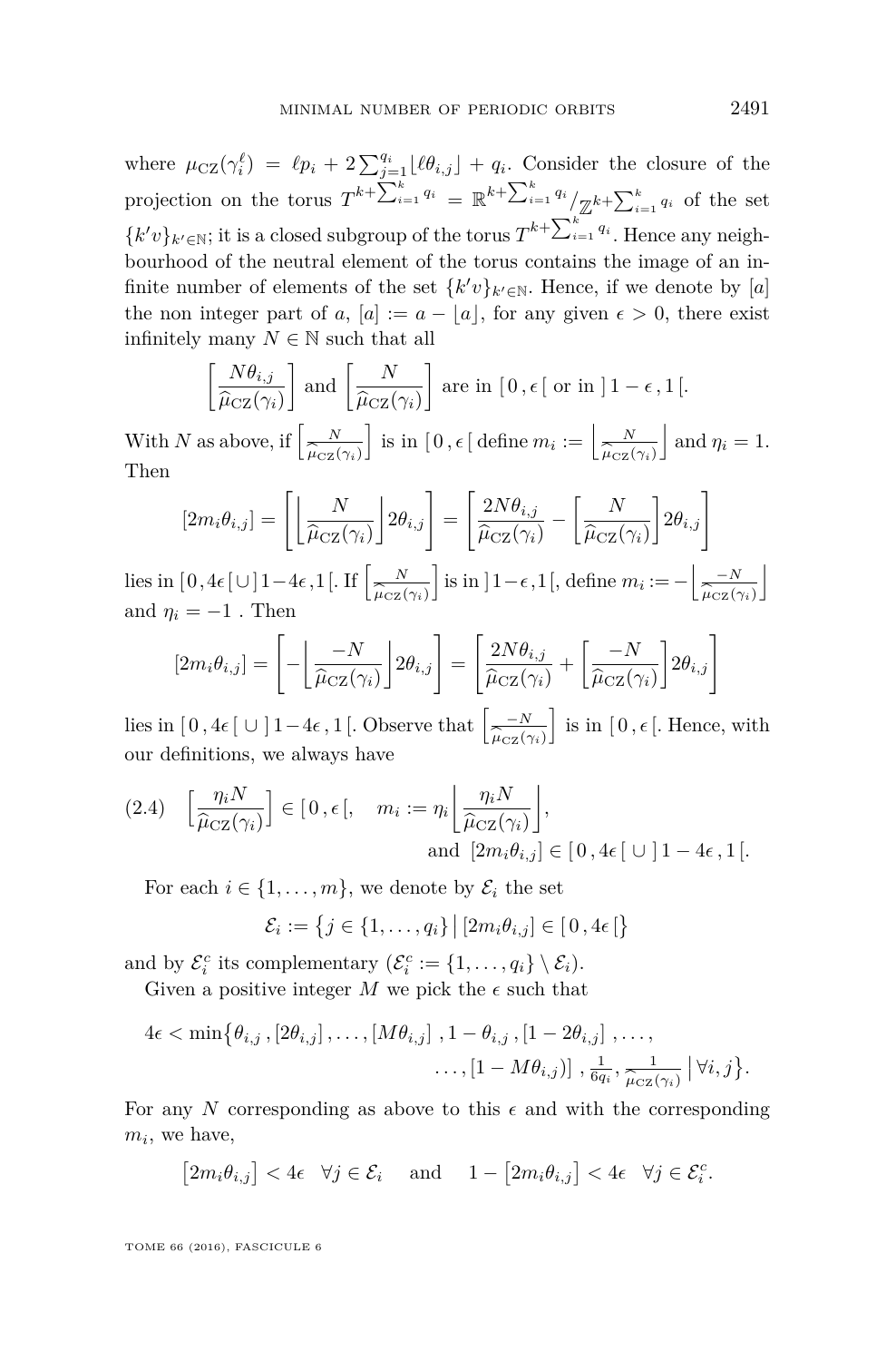where $\mu_{\mathrm{CZ}}(\gamma_i^\ell) = \ell p_i + 2\sum_{j=1}^{q_i}\lfloor \ell\theta_{i,j}\rfloor + q_i$. Consider the closure of the projection on the torus $T^{k+\sum_{i=1}^k q_i} = \mathbb{R}^{k+\sum_{i=1}^k q_i}/\mathbb{Z}^{k+\sum_{i=1}^k q_i}$ of the set $\{k'v\}_{k'\in\mathbb{N}}$; it is a closed subgroup of the torus $T^{k+\sum_{i=1}^k q_i}$. Hence any neighbourhood of the neutral element of the torus contains the image of an infinite number of elements of the set $\{k'v\}_{k'\in\mathbb{N}}$. Hence, if we denote by $[a]$ the non integer part of $a$, $[a] := a - \lfloor a\rfloor$, for any given $\epsilon > 0$, there exist infinitely many $N \in \mathbb{N}$ such that all

$$\left[\frac{N\theta_{i,j}}{\widehat{\mu}_{\mathrm{CZ}}(\gamma_i)}\right] \text{ and } \left[\frac{N}{\widehat{\mu}_{\mathrm{CZ}}(\gamma_i)}\right] \text{ are in } [\,0\,,\epsilon\,[ \text{ or in } ]\,1-\epsilon\,,1\,[.$$

With $N$ as above, if $\left[\frac{N}{\widehat{\mu}_{\mathrm{CZ}}(\gamma_i)}\right]$ is in $[\,0\,,\epsilon\,[$ define $m_i := \left\lfloor\frac{N}{\widehat{\mu}_{\mathrm{CZ}}(\gamma_i)}\right\rfloor$ and $\eta_i = 1$. Then

$$[2m_i\theta_{i,j}] = \left[\left\lfloor\frac{N}{\widehat{\mu}_{\mathrm{CZ}}(\gamma_i)}\right\rfloor 2\theta_{i,j}\right] = \left[\frac{2N\theta_{i,j}}{\widehat{\mu}_{\mathrm{CZ}}(\gamma_i)} - \left[\frac{N}{\widehat{\mu}_{\mathrm{CZ}}(\gamma_i)}\right]2\theta_{i,j}\right]$$

lies in $[\,0\,,4\epsilon\,[\,\cup\,]\,1-4\epsilon\,,1\,[$. If $\left[\frac{N}{\widehat{\mu}_{\mathrm{CZ}}(\gamma_i)}\right]$ is in $]\,1-\epsilon\,,1\,[$, define $m_i := -\left\lfloor\frac{-N}{\widehat{\mu}_{\mathrm{CZ}}(\gamma_i)}\right\rfloor$ and $\eta_i = -1$ . Then

$$[2m_i\theta_{i,j}] = \left[-\left\lfloor\frac{-N}{\widehat{\mu}_{\mathrm{CZ}}(\gamma_i)}\right\rfloor 2\theta_{i,j}\right] = \left[\frac{2N\theta_{i,j}}{\widehat{\mu}_{\mathrm{CZ}}(\gamma_i)} + \left[\frac{-N}{\widehat{\mu}_{\mathrm{CZ}}(\gamma_i)}\right]2\theta_{i,j}\right]$$

lies in $[\,0\,,4\epsilon\,[\,\cup\,]\,1-4\epsilon\,,1\,[$. Observe that $\left[\frac{-N}{\widehat{\mu}_{\mathrm{CZ}}(\gamma_i)}\right]$ is in $[\,0\,,\epsilon\,[$. Hence, with our definitions, we always have

$$\left[\frac{\eta_i N}{\widehat{\mu}_{\mathrm{CZ}}(\gamma_i)}\right] \in [\,0\,,\epsilon\,[, \quad m_i := \eta_i\left\lfloor\frac{\eta_i N}{\widehat{\mu}_{\mathrm{CZ}}(\gamma_i)}\right\rfloor, \quad \text{and } [2m_i\theta_{i,j}] \in [\,0\,,4\epsilon\,[\,\cup\,]\,1-4\epsilon\,,1\,[. \tag{2.4}$$

For each $i \in \{1,\dots,m\}$, we denote by $\mathcal{E}_i$ the set

$$\mathcal{E}_i := \big\{j \in \{1,\dots,q_i\}\,\big|\,[2m_i\theta_{i,j}] \in [\,0\,,4\epsilon\,[\big\}$$

and by $\mathcal{E}_i^c$ its complementary ($\mathcal{E}_i^c := \{1,\dots,q_i\}\setminus\mathcal{E}_i$).

Given a positive integer $M$ we pick the $\epsilon$ such that

$$4\epsilon < \min\big\{\theta_{i,j}\,,[2\theta_{i,j}]\,,\dots,[M\theta_{i,j}]\,,1-\theta_{i,j}\,,[1-2\theta_{i,j}]\,,\dots,\\ \dots,[1-M\theta_{i,j})]\,,\tfrac{1}{6q_i},\tfrac{1}{\widehat{\mu}_{\mathrm{CZ}}(\gamma_i)}\,\big|\,\forall i,j\big\}.$$

For any $N$ corresponding as above to this $\epsilon$ and with the corresponding $m_i$, we have,

$$\big[2m_i\theta_{i,j}\big] < 4\epsilon \quad \forall j\in\mathcal{E}_i \quad \text{ and } \quad 1-\big[2m_i\theta_{i,j}\big] < 4\epsilon \quad \forall j \in \mathcal{E}_i^c.$$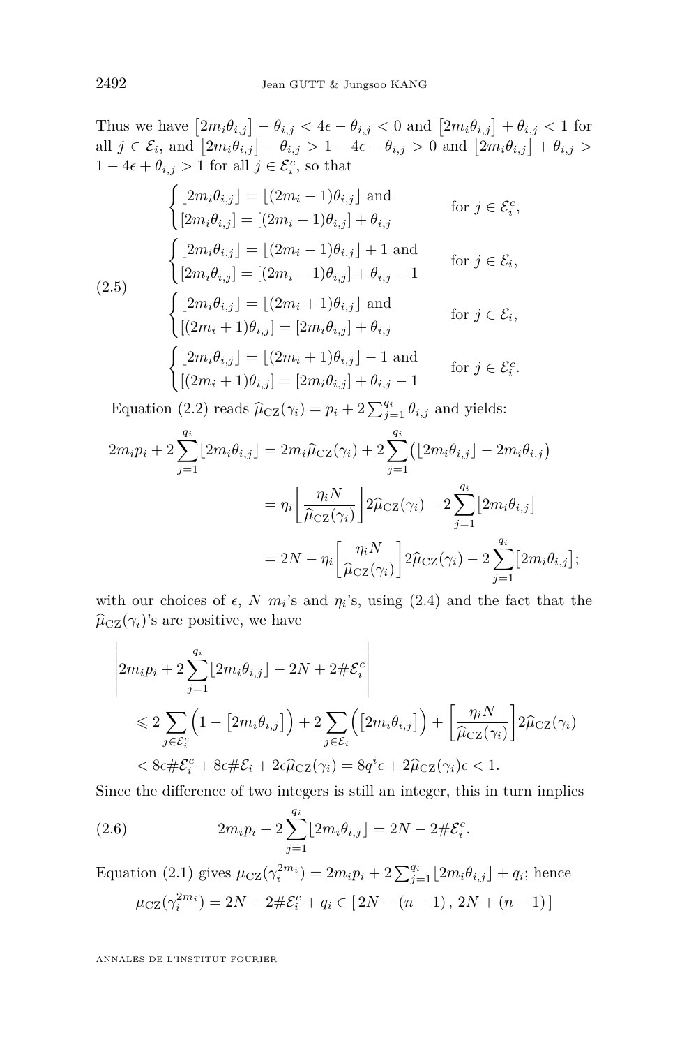Thus we have $\left[2m_i\theta_{i,j}\right] - \theta_{i,j} < 4\epsilon - \theta_{i,j} < 0$ and $\left[2m_i\theta_{i,j}\right] + \theta_{i,j} < 1$ for all $j \in \mathcal{E}_i$, and $\left[2m_i\theta_{i,j}\right] - \theta_{i,j} > 1 - 4\epsilon - \theta_{i,j} > 0$ and $\left[2m_i\theta_{i,j}\right] + \theta_{i,j} > 1 - 4\epsilon + \theta_{i,j} > 1$ for all $j \in \mathcal{E}_i^c$, so that

$$
\begin{cases} \lfloor 2m_i\theta_{i,j} \rfloor = \lfloor (2m_i - 1)\theta_{i,j} \rfloor \text{ and} \\ [2m_i\theta_{i,j}] = [(2m_i-1)\theta_{i,j}] + \theta_{i,j} \end{cases} \quad \text{for } j \in \mathcal{E}_i^c,
$$

$$
\begin{cases} \lfloor 2m_i\theta_{i,j} \rfloor = \lfloor (2m_i - 1)\theta_{i,j} \rfloor + 1 \text{ and} \\ [2m_i\theta_{i,j}] = [(2m_i-1)\theta_{i,j}] + \theta_{i,j} - 1 \end{cases} \quad \text{for } j \in \mathcal{E}_i,
$$

$$
(2.5) \qquad \begin{cases} \lfloor 2m_i\theta_{i,j} \rfloor = \lfloor (2m_i + 1)\theta_{i,j} \rfloor \text{ and} \\ [(2m_i+1)\theta_{i,j}] = [2m_i\theta_{i,j}] + \theta_{i,j} \end{cases} \quad \text{for } j \in \mathcal{E}_i,
$$

$$
\begin{cases} \lfloor 2m_i\theta_{i,j} \rfloor = \lfloor (2m_i + 1)\theta_{i,j} \rfloor - 1 \text{ and} \\ [(2m_i+1)\theta_{i,j}] = [2m_i\theta_{i,j}] + \theta_{i,j} - 1 \end{cases} \quad \text{for } j \in \mathcal{E}_i^c.
$$

Equation (2.2) reads $\widehat{\mu}_{\mathrm{CZ}}(\gamma_i) = p_i + 2\sum_{j=1}^{q_i} \theta_{i,j}$ and yields:

$$
\begin{aligned}
2m_i p_i + 2\sum_{j=1}^{q_i} \lfloor 2m_i\theta_{i,j} \rfloor &= 2m_i \widehat{\mu}_{\mathrm{CZ}}(\gamma_i) + 2\sum_{j=1}^{q_i} \big(\lfloor 2m_i\theta_{i,j} \rfloor - 2m_i\theta_{i,j}\big) \\
&= \eta_i \left\lfloor \frac{\eta_i N}{\widehat{\mu}_{\mathrm{CZ}}(\gamma_i)} \right\rfloor 2\widehat{\mu}_{\mathrm{CZ}}(\gamma_i) - 2\sum_{j=1}^{q_i} \big[2m_i\theta_{i,j}\big] \\
&= 2N - \eta_i \left[ \frac{\eta_i N}{\widehat{\mu}_{\mathrm{CZ}}(\gamma_i)} \right] 2\widehat{\mu}_{\mathrm{CZ}}(\gamma_i) - 2\sum_{j=1}^{q_i} \big[2m_i\theta_{i,j}\big];
\end{aligned}
$$

with our choices of $\epsilon$, $N$ $m_i$'s and $\eta_i$'s, using (2.4) and the fact that the $\widehat{\mu}_{\mathrm{CZ}}(\gamma_i)$'s are positive, we have

$$
\begin{aligned}
&\left| 2m_i p_i + 2\sum_{j=1}^{q_i} \lfloor 2m_i\theta_{i,j} \rfloor - 2N + 2\#\mathcal{E}_i^c \right| \\
&\qquad \leqslant 2\sum_{j\in\mathcal{E}_i^c} \Big(1 - \big[2m_i\theta_{i,j}\big]\Big) + 2\sum_{j\in\mathcal{E}_i} \Big(\big[2m_i\theta_{i,j}\big]\Big) + \left[ \frac{\eta_i N}{\widehat{\mu}_{\mathrm{CZ}}(\gamma_i)} \right] 2\widehat{\mu}_{\mathrm{CZ}}(\gamma_i) \\
&\qquad < 8\epsilon\#\mathcal{E}_i^c + 8\epsilon\#\mathcal{E}_i + 2\epsilon\widehat{\mu}_{\mathrm{CZ}}(\gamma_i) = 8q^i\epsilon + 2\widehat{\mu}_{\mathrm{CZ}}(\gamma_i)\epsilon < 1.
\end{aligned}
$$

Since the difference of two integers is still an integer, this in turn implies

$$
(2.6) \qquad 2m_i p_i + 2\sum_{j=1}^{q_i} \lfloor 2m_i\theta_{i,j} \rfloor = 2N - 2\#\mathcal{E}_i^c.
$$

Equation (2.1) gives $\mu_{\mathrm{CZ}}(\gamma_i^{2m_i}) = 2m_i p_i + 2\sum_{j=1}^{q_i} \lfloor 2m_i\theta_{i,j} \rfloor + q_i$; hence

$$
\mu_{\mathrm{CZ}}(\gamma_i^{2m_i}) = 2N - 2\#\mathcal{E}_i^c + q_i \in [\, 2N - (n-1)\, ,\, 2N + (n-1)\,]
$$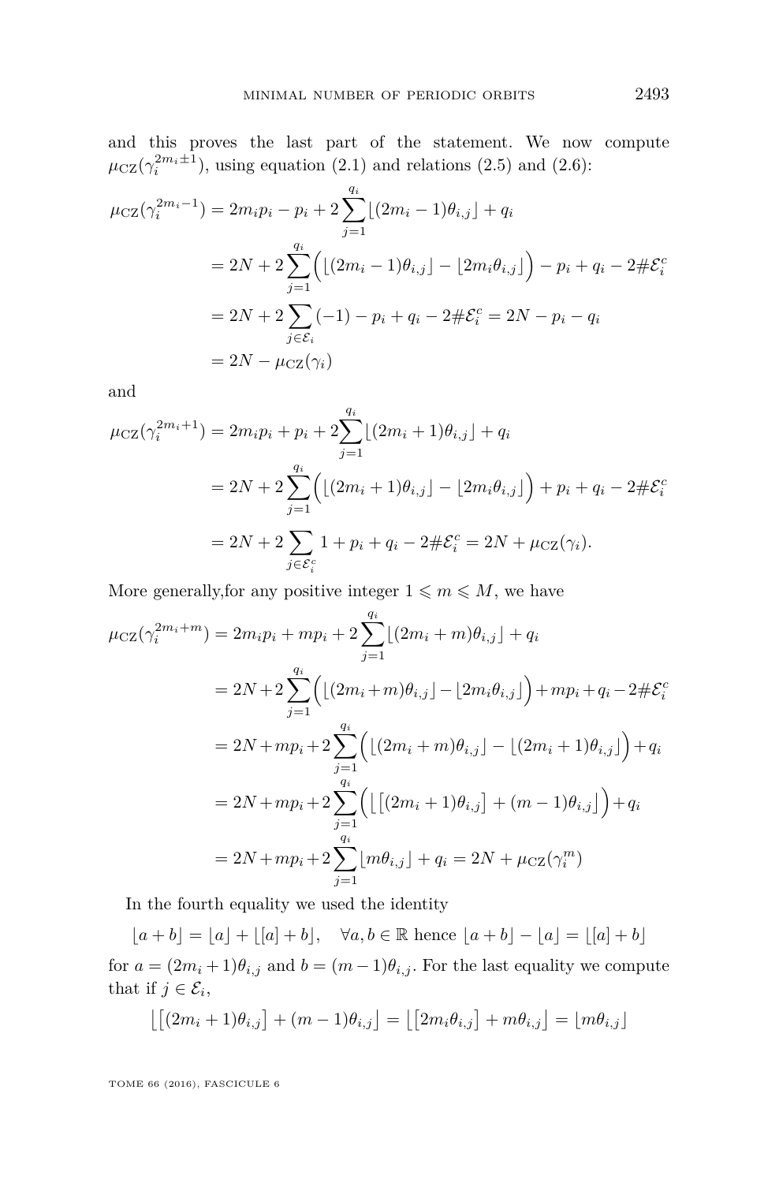and this proves the last part of the statement. We now compute $\mu_{\mathrm{CZ}}(\gamma_i^{2m_i\pm 1})$, using equation (2.1) and relations (2.5) and (2.6):

$$\begin{aligned}
\mu_{\mathrm{CZ}}(\gamma_i^{2m_i-1}) &= 2m_ip_i - p_i + 2\sum_{j=1}^{q_i}\lfloor(2m_i-1)\theta_{i,j}\rfloor + q_i\\
&= 2N + 2\sum_{j=1}^{q_i}\Big(\lfloor(2m_i-1)\theta_{i,j}\rfloor - \lfloor 2m_i\theta_{i,j}\rfloor\Big) - p_i + q_i - 2\#\mathcal{E}_i^c\\
&= 2N + 2\sum_{j\in\mathcal{E}_i}(-1) - p_i + q_i - 2\#\mathcal{E}_i^c = 2N - p_i - q_i\\
&= 2N - \mu_{\mathrm{CZ}}(\gamma_i)
\end{aligned}$$

and

$$\begin{aligned}
\mu_{\mathrm{CZ}}(\gamma_i^{2m_i+1}) &= 2m_ip_i + p_i + 2\sum_{j=1}^{q_i}\lfloor(2m_i+1)\theta_{i,j}\rfloor + q_i\\
&= 2N + 2\sum_{j=1}^{q_i}\Big(\lfloor(2m_i+1)\theta_{i,j}\rfloor - \lfloor 2m_i\theta_{i,j}\rfloor\Big) + p_i + q_i - 2\#\mathcal{E}_i^c\\
&= 2N + 2\sum_{j\in\mathcal{E}_i^c}1 + p_i + q_i - 2\#\mathcal{E}_i^c = 2N + \mu_{\mathrm{CZ}}(\gamma_i).
\end{aligned}$$

More generally,for any positive integer $1\leqslant m\leqslant M$, we have

$$\begin{aligned}
\mu_{\mathrm{CZ}}(\gamma_i^{2m_i+m}) &= 2m_ip_i + mp_i + 2\sum_{j=1}^{q_i}\lfloor(2m_i+m)\theta_{i,j}\rfloor + q_i\\
&= 2N + 2\sum_{j=1}^{q_i}\Big(\lfloor(2m_i+m)\theta_{i,j}\rfloor - \lfloor 2m_i\theta_{i,j}\rfloor\Big) + mp_i + q_i - 2\#\mathcal{E}_i^c\\
&= 2N + mp_i + 2\sum_{j=1}^{q_i}\Big(\lfloor(2m_i+m)\theta_{i,j}\rfloor - \lfloor(2m_i+1)\theta_{i,j}\rfloor\Big) + q_i\\
&= 2N + mp_i + 2\sum_{j=1}^{q_i}\Big(\big\lfloor\big[(2m_i+1)\theta_{i,j}\big] + (m-1)\theta_{i,j}\big\rfloor\Big) + q_i\\
&= 2N + mp_i + 2\sum_{j=1}^{q_i}\lfloor m\theta_{i,j}\rfloor + q_i = 2N + \mu_{\mathrm{CZ}}(\gamma_i^m)
\end{aligned}$$

In the fourth equality we used the identity

$$\lfloor a+b\rfloor = \lfloor a\rfloor + \lfloor[a]+b\rfloor,\quad \forall a,b\in\mathbb{R} \text{ hence } \lfloor a+b\rfloor - \lfloor a\rfloor = \lfloor[a]+b\rfloor$$

for $a=(2m_i+1)\theta_{i,j}$ and $b=(m-1)\theta_{i,j}$. For the last equality we compute that if $j\in\mathcal{E}_i$,

$$\big\lfloor\big[(2m_i+1)\theta_{i,j}\big] + (m-1)\theta_{i,j}\big\rfloor = \big\lfloor\big[2m_i\theta_{i,j}\big] + m\theta_{i,j}\big\rfloor = \lfloor m\theta_{i,j}\rfloor$$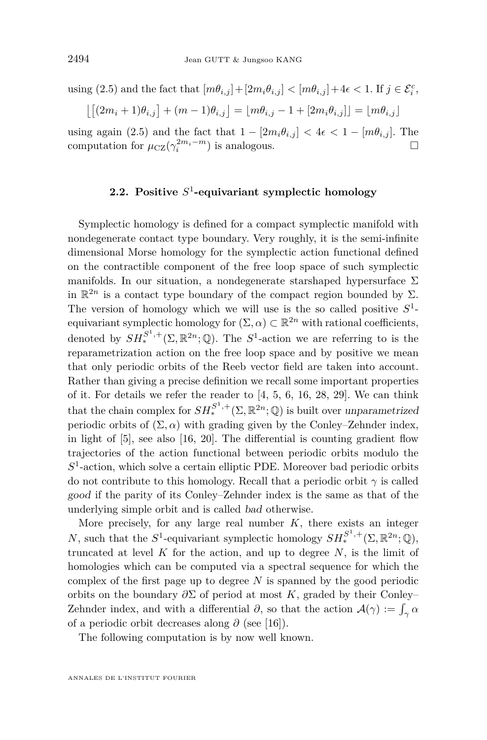using (2.5) and the fact that $[m\theta_{i,j}]+[2m_i\theta_{i,j}] < [m\theta_{i,j}]+4\epsilon < 1$. If $j \in \mathcal{E}_i^c$,

$$\left\lfloor [(2m_i+1)\theta_{i,j}] + (m-1)\theta_{i,j} \right\rfloor = \lfloor m\theta_{i,j} - 1 + [2m_i\theta_{i,j}] \rfloor = \lfloor m\theta_{i,j} \rfloor$$

using again (2.5) and the fact that $1-[2m_i\theta_{i,j}] < 4\epsilon < 1-[m\theta_{i,j}]$. The computation for $\mu_{\mathrm{CZ}}(\gamma_i^{2m_i-m})$ is analogous. $\square$

## 2.2. Positive $S^1$-equivariant symplectic homology

Symplectic homology is defined for a compact symplectic manifold with nondegenerate contact type boundary. Very roughly, it is the semi-infinite dimensional Morse homology for the symplectic action functional defined on the contractible component of the free loop space of such symplectic manifolds. In our situation, a nondegenerate starshaped hypersurface $\Sigma$ in $\mathbb{R}^{2n}$ is a contact type boundary of the compact region bounded by $\Sigma$. The version of homology which we will use is the so called positive $S^1$-equivariant symplectic homology for $(\Sigma,\alpha)\subset\mathbb{R}^{2n}$ with rational coefficients, denoted by $SH_*^{S^1,+}(\Sigma,\mathbb{R}^{2n};\mathbb{Q})$. The $S^1$-action we are referring to is the reparametrization action on the free loop space and by positive we mean that only periodic orbits of the Reeb vector field are taken into account. Rather than giving a precise definition we recall some important properties of it. For details we refer the reader to [4, 5, 6, 16, 28, 29]. We can think that the chain complex for $SH_*^{S^1,+}(\Sigma,\mathbb{R}^{2n};\mathbb{Q})$ is built over *unparametrized* periodic orbits of $(\Sigma,\alpha)$ with grading given by the Conley–Zehnder index, in light of [5], see also [16, 20]. The differential is counting gradient flow trajectories of the action functional between periodic orbits modulo the $S^1$-action, which solve a certain elliptic PDE. Moreover bad periodic orbits do not contribute to this homology. Recall that a periodic orbit $\gamma$ is called *good* if the parity of its Conley–Zehnder index is the same as that of the underlying simple orbit and is called *bad* otherwise.

More precisely, for any large real number $K$, there exists an integer $N$, such that the $S^1$-equivariant symplectic homology $SH_*^{S^1,+}(\Sigma,\mathbb{R}^{2n};\mathbb{Q})$, truncated at level $K$ for the action, and up to degree $N$, is the limit of homologies which can be computed via a spectral sequence for which the complex of the first page up to degree $N$ is spanned by the good periodic orbits on the boundary $\partial\Sigma$ of period at most $K$, graded by their Conley–Zehnder index, and with a differential $\partial$, so that the action $\mathcal{A}(\gamma) := \int_\gamma \alpha$ of a periodic orbit decreases along $\partial$ (see [16]).

The following computation is by now well known.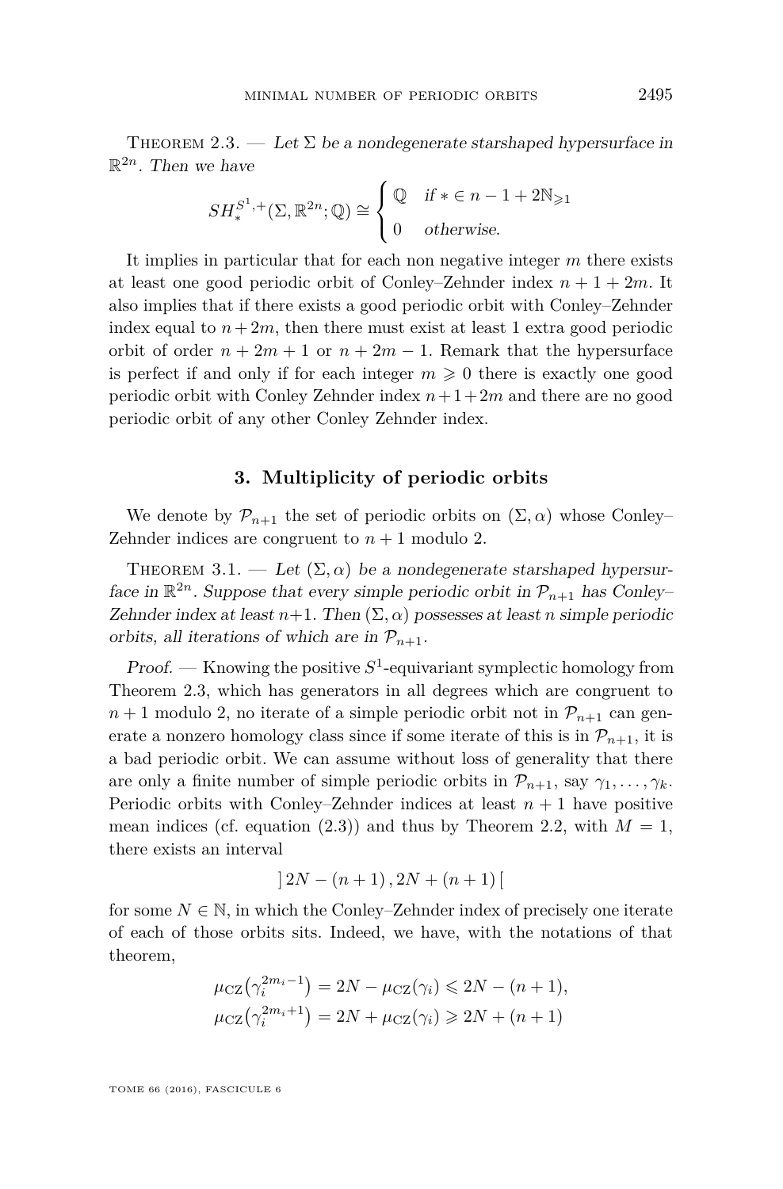Theorem 2.3. — *Let $\Sigma$ be a nondegenerate starshaped hypersurface in $\mathbb{R}^{2n}$. Then we have*

$$SH_*^{S^1,+}(\Sigma, \mathbb{R}^{2n}; \mathbb{Q}) \cong \begin{cases} \mathbb{Q} & \text{if } * \in n-1+2\mathbb{N}_{\geqslant 1} \\ 0 & \text{otherwise.} \end{cases}$$

It implies in particular that for each non negative integer $m$ there exists at least one good periodic orbit of Conley–Zehnder index $n+1+2m$. It also implies that if there exists a good periodic orbit with Conley–Zehnder index equal to $n+2m$, then there must exist at least 1 extra good periodic orbit of order $n+2m+1$ or $n+2m-1$. Remark that the hypersurface is perfect if and only if for each integer $m \geqslant 0$ there is exactly one good periodic orbit with Conley Zehnder index $n+1+2m$ and there are no good periodic orbit of any other Conley Zehnder index.

## 3. Multiplicity of periodic orbits

We denote by $\mathcal{P}_{n+1}$ the set of periodic orbits on $(\Sigma, \alpha)$ whose Conley–Zehnder indices are congruent to $n+1$ modulo 2.

Theorem 3.1. — *Let $(\Sigma, \alpha)$ be a nondegenerate starshaped hypersurface in $\mathbb{R}^{2n}$. Suppose that every simple periodic orbit in $\mathcal{P}_{n+1}$ has Conley–Zehnder index at least $n+1$. Then $(\Sigma, \alpha)$ possesses at least $n$ simple periodic orbits, all iterations of which are in $\mathcal{P}_{n+1}$.*

*Proof.* — Knowing the positive $S^1$-equivariant symplectic homology from Theorem 2.3, which has generators in all degrees which are congruent to $n+1$ modulo 2, no iterate of a simple periodic orbit not in $\mathcal{P}_{n+1}$ can generate a nonzero homology class since if some iterate of this is in $\mathcal{P}_{n+1}$, it is a bad periodic orbit. We can assume without loss of generality that there are only a finite number of simple periodic orbits in $\mathcal{P}_{n+1}$, say $\gamma_1, \ldots, \gamma_k$. Periodic orbits with Conley–Zehnder indices at least $n+1$ have positive mean indices (cf. equation (2.3)) and thus by Theorem 2.2, with $M=1$, there exists an interval

$$]\, 2N-(n+1)\, , 2N+(n+1)\, [$$

for some $N \in \mathbb{N}$, in which the Conley–Zehnder index of precisely one iterate of each of those orbits sits. Indeed, we have, with the notations of that theorem,

$$\mu_{\mathrm{CZ}}\big(\gamma_i^{2m_i-1}\big) = 2N - \mu_{\mathrm{CZ}}(\gamma_i) \leqslant 2N-(n+1),$$
$$\mu_{\mathrm{CZ}}\big(\gamma_i^{2m_i+1}\big) = 2N + \mu_{\mathrm{CZ}}(\gamma_i) \geqslant 2N+(n+1)$$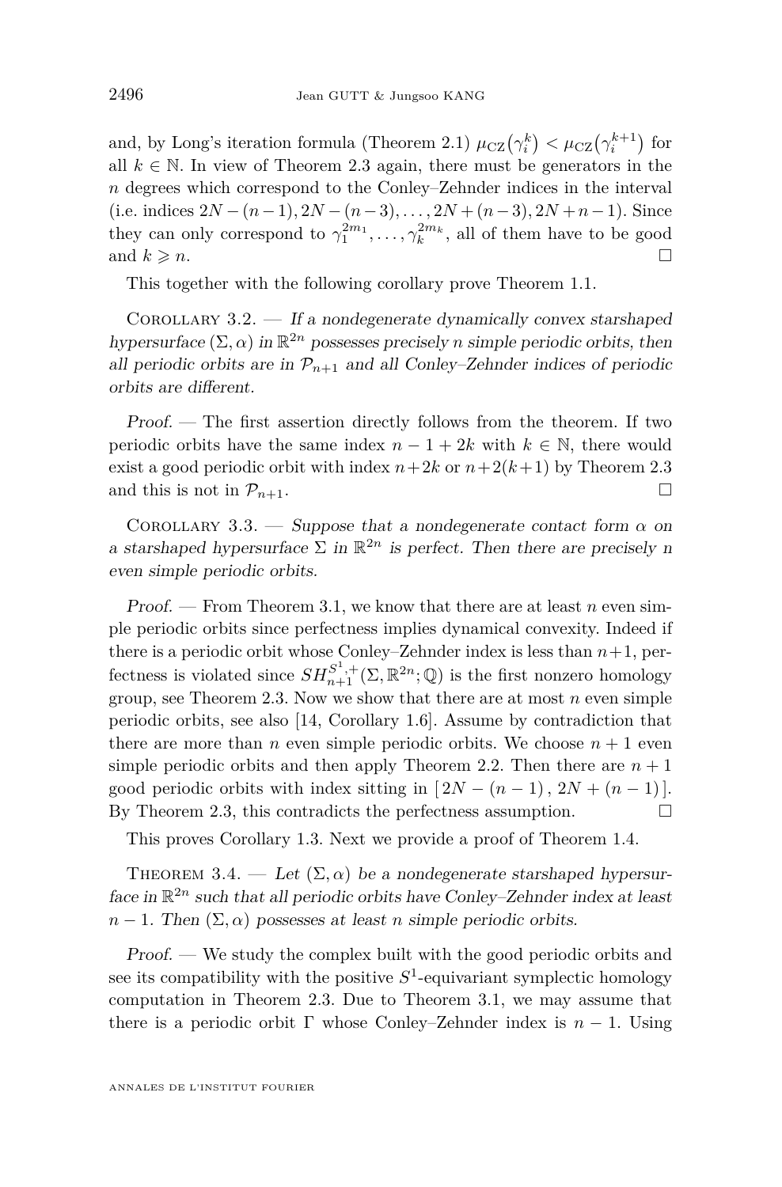and, by Long's iteration formula (Theorem 2.1) $\mu_{\mathrm{CZ}}(\gamma_i^k) < \mu_{\mathrm{CZ}}(\gamma_i^{k+1})$ for all $k \in \mathbb{N}$. In view of Theorem 2.3 again, there must be generators in the $n$ degrees which correspond to the Conley–Zehnder indices in the interval (i.e. indices $2N-(n-1), 2N-(n-3), \dots, 2N+(n-3), 2N+n-1$). Since they can only correspond to $\gamma_1^{2m_1}, \dots, \gamma_k^{2m_k}$, all of them have to be good and $k \geqslant n$. □

This together with the following corollary prove Theorem 1.1.

Corollary 3.2. — *If a nondegenerate dynamically convex starshaped hypersurface $(\Sigma, \alpha)$ in $\mathbb{R}^{2n}$ possesses precisely $n$ simple periodic orbits, then all periodic orbits are in $\mathcal{P}_{n+1}$ and all Conley–Zehnder indices of periodic orbits are different.*

*Proof.* — The first assertion directly follows from the theorem. If two periodic orbits have the same index $n-1+2k$ with $k \in \mathbb{N}$, there would exist a good periodic orbit with index $n+2k$ or $n+2(k+1)$ by Theorem 2.3 and this is not in $\mathcal{P}_{n+1}$. □

Corollary 3.3. — *Suppose that a nondegenerate contact form $\alpha$ on a starshaped hypersurface $\Sigma$ in $\mathbb{R}^{2n}$ is perfect. Then there are precisely $n$ even simple periodic orbits.*

*Proof.* — From Theorem 3.1, we know that there are at least $n$ even simple periodic orbits since perfectness implies dynamical convexity. Indeed if there is a periodic orbit whose Conley–Zehnder index is less than $n+1$, perfectness is violated since $SH_{n+1}^{S^1,+}(\Sigma, \mathbb{R}^{2n}; \mathbb{Q})$ is the first nonzero homology group, see Theorem 2.3. Now we show that there are at most $n$ even simple periodic orbits, see also [14, Corollary 1.6]. Assume by contradiction that there are more than $n$ even simple periodic orbits. We choose $n+1$ even simple periodic orbits and then apply Theorem 2.2. Then there are $n+1$ good periodic orbits with index sitting in $[\,2N-(n-1)\,,\,2N+(n-1)\,]$. By Theorem 2.3, this contradicts the perfectness assumption. □

This proves Corollary 1.3. Next we provide a proof of Theorem 1.4.

Theorem 3.4. — *Let $(\Sigma, \alpha)$ be a nondegenerate starshaped hypersurface in $\mathbb{R}^{2n}$ such that all periodic orbits have Conley–Zehnder index at least $n-1$. Then $(\Sigma, \alpha)$ possesses at least $n$ simple periodic orbits.*

*Proof.* — We study the complex built with the good periodic orbits and see its compatibility with the positive $S^1$-equivariant symplectic homology computation in Theorem 2.3. Due to Theorem 3.1, we may assume that there is a periodic orbit $\Gamma$ whose Conley–Zehnder index is $n-1$. Using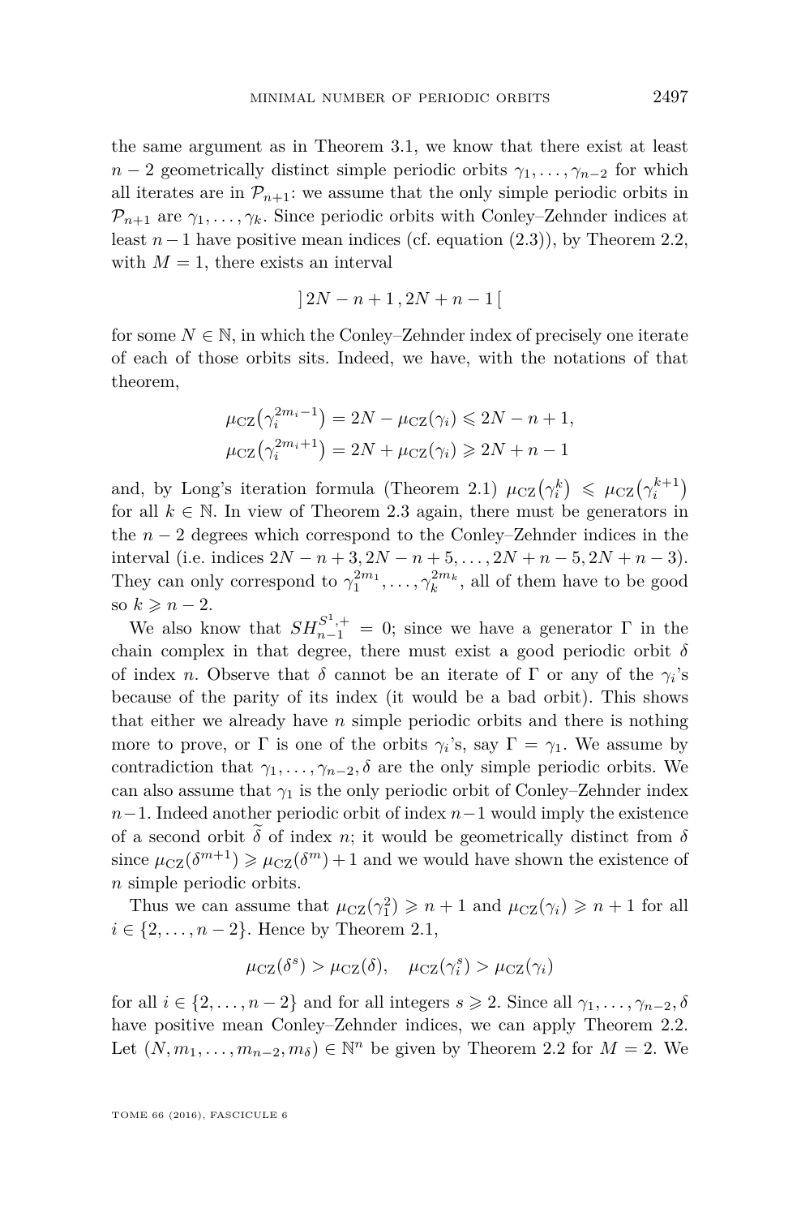the same argument as in Theorem 3.1, we know that there exist at least $n-2$ geometrically distinct simple periodic orbits $\gamma_1, \dots, \gamma_{n-2}$ for which all iterates are in $\mathcal{P}_{n+1}$: we assume that the only simple periodic orbits in $\mathcal{P}_{n+1}$ are $\gamma_1, \dots, \gamma_k$. Since periodic orbits with Conley–Zehnder indices at least $n-1$ have positive mean indices (cf. equation (2.3)), by Theorem 2.2, with $M = 1$, there exists an interval

$$
]\, 2N - n + 1 \,, 2N + n - 1 \,[
$$

for some $N \in \mathbb{N}$, in which the Conley–Zehnder index of precisely one iterate of each of those orbits sits. Indeed, we have, with the notations of that theorem,

$$
\begin{aligned}
\mu_{\mathrm{CZ}}\big(\gamma_i^{2m_i - 1}\big) &= 2N - \mu_{\mathrm{CZ}}(\gamma_i) \leqslant 2N - n + 1, \\
\mu_{\mathrm{CZ}}\big(\gamma_i^{2m_i + 1}\big) &= 2N + \mu_{\mathrm{CZ}}(\gamma_i) \geqslant 2N + n - 1
\end{aligned}
$$

and, by Long's iteration formula (Theorem 2.1) $\mu_{\mathrm{CZ}}\big(\gamma_i^k\big) \leqslant \mu_{\mathrm{CZ}}\big(\gamma_i^{k+1}\big)$ for all $k \in \mathbb{N}$. In view of Theorem 2.3 again, there must be generators in the $n-2$ degrees which correspond to the Conley–Zehnder indices in the interval (i.e. indices $2N-n+3, 2N-n+5, \dots, 2N+n-5, 2N+n-3$). They can only correspond to $\gamma_1^{2m_1}, \dots, \gamma_k^{2m_k}$, all of them have to be good so $k \geqslant n-2$.

We also know that $SH_{n-1}^{S^1,+} = 0$; since we have a generator $\Gamma$ in the chain complex in that degree, there must exist a good periodic orbit $\delta$ of index $n$. Observe that $\delta$ cannot be an iterate of $\Gamma$ or any of the $\gamma_i$'s because of the parity of its index (it would be a bad orbit). This shows that either we already have $n$ simple periodic orbits and there is nothing more to prove, or $\Gamma$ is one of the orbits $\gamma_i$'s, say $\Gamma = \gamma_1$. We assume by contradiction that $\gamma_1, \dots, \gamma_{n-2}, \delta$ are the only simple periodic orbits. We can also assume that $\gamma_1$ is the only periodic orbit of Conley–Zehnder index $n-1$. Indeed another periodic orbit of index $n-1$ would imply the existence of a second orbit $\widetilde{\delta}$ of index $n$; it would be geometrically distinct from $\delta$ since $\mu_{\mathrm{CZ}}(\delta^{m+1}) \geqslant \mu_{\mathrm{CZ}}(\delta^m) + 1$ and we would have shown the existence of $n$ simple periodic orbits.

Thus we can assume that $\mu_{\mathrm{CZ}}(\gamma_1^2) \geqslant n+1$ and $\mu_{\mathrm{CZ}}(\gamma_i) \geqslant n+1$ for all $i \in \{2, \dots, n-2\}$. Hence by Theorem 2.1,

$$
\mu_{\mathrm{CZ}}(\delta^s) > \mu_{\mathrm{CZ}}(\delta), \quad \mu_{\mathrm{CZ}}(\gamma_i^s) > \mu_{\mathrm{CZ}}(\gamma_i)
$$

for all $i \in \{2, \dots, n-2\}$ and for all integers $s \geqslant 2$. Since all $\gamma_1, \dots, \gamma_{n-2}, \delta$ have positive mean Conley–Zehnder indices, we can apply Theorem 2.2. Let $(N, m_1, \dots, m_{n-2}, m_\delta) \in \mathbb{N}^n$ be given by Theorem 2.2 for $M = 2$. We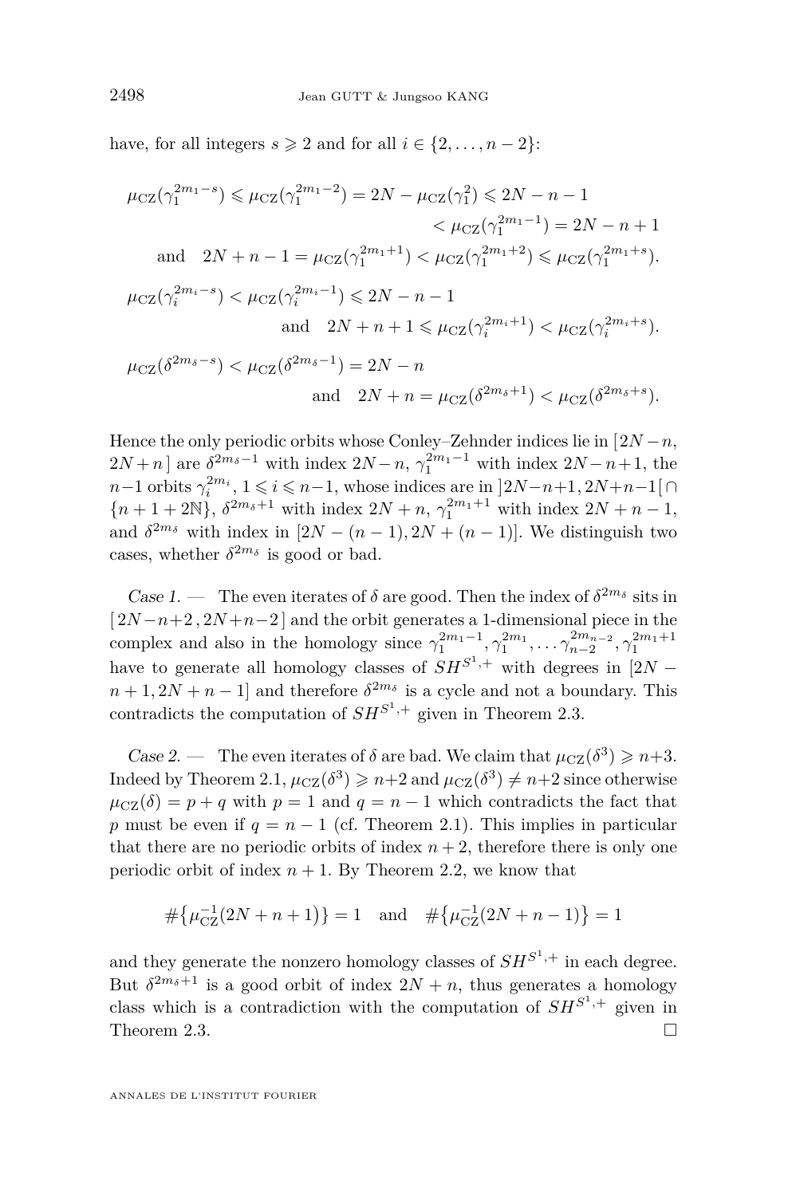have, for all integers $s \geqslant 2$ and for all $i \in \{2, \ldots, n-2\}$:

$$
\begin{aligned}
\mu_{\mathrm{CZ}}(\gamma_1^{2m_1-s}) \leqslant \mu_{\mathrm{CZ}}(\gamma_1^{2m_1-2}) = 2N - \mu_{\mathrm{CZ}}(\gamma_1^2) \leqslant 2N - n - 1 \\
< \mu_{\mathrm{CZ}}(\gamma_1^{2m_1-1}) = 2N - n + 1 \\
\text{and} \quad 2N + n - 1 = \mu_{\mathrm{CZ}}(\gamma_1^{2m_1+1}) < \mu_{\mathrm{CZ}}(\gamma_1^{2m_1+2}) \leqslant \mu_{\mathrm{CZ}}(\gamma_1^{2m_1+s}).
\end{aligned}
$$

$$
\begin{aligned}
\mu_{\mathrm{CZ}}(\gamma_i^{2m_i-s}) < \mu_{\mathrm{CZ}}(\gamma_i^{2m_i-1}) \leqslant 2N - n - 1 \\
\text{and} \quad 2N + n + 1 \leqslant \mu_{\mathrm{CZ}}(\gamma_i^{2m_i+1}) < \mu_{\mathrm{CZ}}(\gamma_i^{2m_i+s}).
\end{aligned}
$$

$$
\begin{aligned}
\mu_{\mathrm{CZ}}(\delta^{2m_\delta-s}) < \mu_{\mathrm{CZ}}(\delta^{2m_\delta-1}) = 2N - n \\
\text{and} \quad 2N + n = \mu_{\mathrm{CZ}}(\delta^{2m_\delta+1}) < \mu_{\mathrm{CZ}}(\delta^{2m_\delta+s}).
\end{aligned}
$$

Hence the only periodic orbits whose Conley–Zehnder indices lie in $[2N-n, 2N+n]$ are $\delta^{2m_\delta-1}$ with index $2N-n$, $\gamma_1^{2m_1-1}$ with index $2N-n+1$, the $n-1$ orbits $\gamma_i^{2m_i}$, $1 \leqslant i \leqslant n-1$, whose indices are in $]2N-n+1, 2N+n-1[ \cap \{n+1+2\mathbb{N}\}$, $\delta^{2m_\delta+1}$ with index $2N+n$, $\gamma_1^{2m_1+1}$ with index $2N+n-1$, and $\delta^{2m_\delta}$ with index in $[2N-(n-1), 2N+(n-1)]$. We distinguish two cases, whether $\delta^{2m_\delta}$ is good or bad.

*Case 1.* — The even iterates of $\delta$ are good. Then the index of $\delta^{2m_\delta}$ sits in $[2N-n+2, 2N+n-2]$ and the orbit generates a 1-dimensional piece in the complex and also in the homology since $\gamma_1^{2m_1-1}, \gamma_1^{2m_1}, \ldots \gamma_{n-2}^{2m_{n-2}}, \gamma_1^{2m_1+1}$ have to generate all homology classes of $SH^{S^1,+}$ with degrees in $[2N-n+1, 2N+n-1]$ and therefore $\delta^{2m_\delta}$ is a cycle and not a boundary. This contradicts the computation of $SH^{S^1,+}$ given in Theorem 2.3.

*Case 2.* — The even iterates of $\delta$ are bad. We claim that $\mu_{\mathrm{CZ}}(\delta^3) \geqslant n+3$. Indeed by Theorem 2.1, $\mu_{\mathrm{CZ}}(\delta^3) \geqslant n+2$ and $\mu_{\mathrm{CZ}}(\delta^3) \neq n+2$ since otherwise $\mu_{\mathrm{CZ}}(\delta) = p+q$ with $p=1$ and $q = n-1$ which contradicts the fact that $p$ must be even if $q = n-1$ (cf. Theorem 2.1). This implies in particular that there are no periodic orbits of index $n+2$, therefore there is only one periodic orbit of index $n+1$. By Theorem 2.2, we know that

$$
\#\{\mu_{\mathrm{CZ}}^{-1}(2N+n+1)\} = 1 \quad \text{and} \quad \#\{\mu_{\mathrm{CZ}}^{-1}(2N+n-1)\} = 1
$$

and they generate the nonzero homology classes of $SH^{S^1,+}$ in each degree. But $\delta^{2m_\delta+1}$ is a good orbit of index $2N+n$, thus generates a homology class which is a contradiction with the computation of $SH^{S^1,+}$ given in Theorem 2.3. $\square$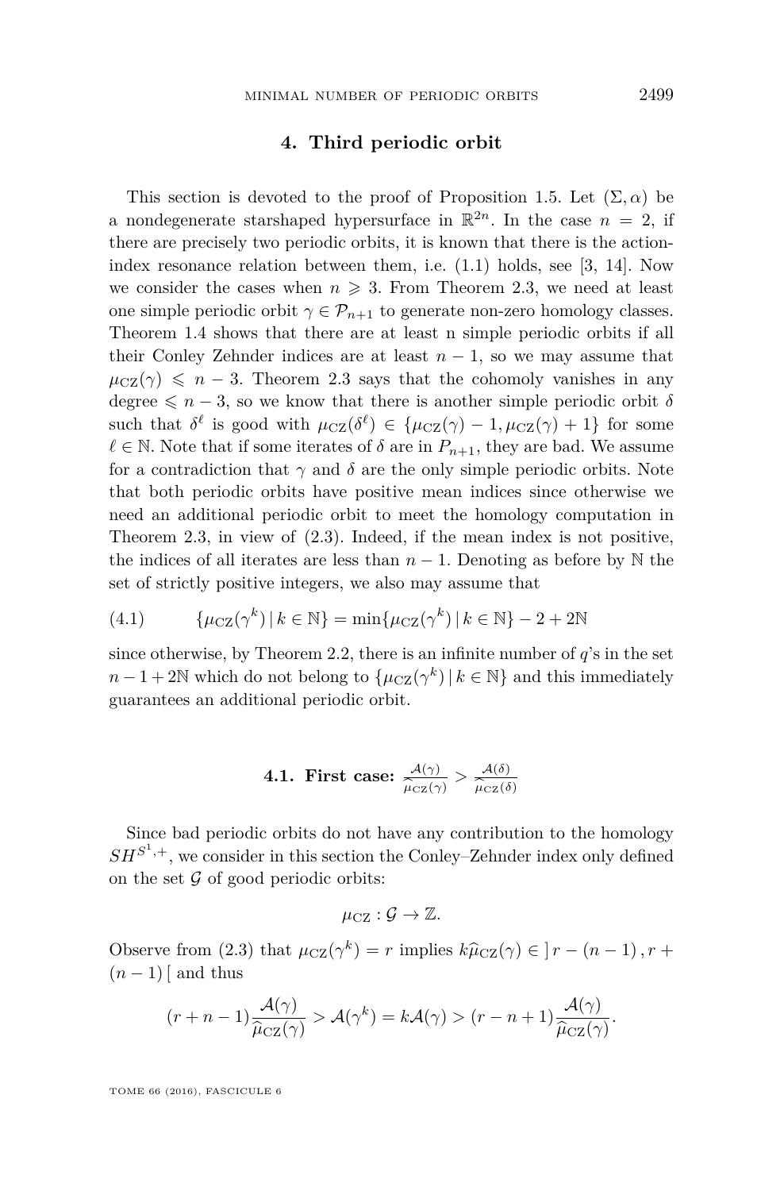## 4. Third periodic orbit

This section is devoted to the proof of Proposition 1.5. Let $(\Sigma, \alpha)$ be a nondegenerate starshaped hypersurface in $\mathbb{R}^{2n}$. In the case $n = 2$, if there are precisely two periodic orbits, it is known that there is the action-index resonance relation between them, i.e. (1.1) holds, see [3, 14]. Now we consider the cases when $n \geqslant 3$. From Theorem 2.3, we need at least one simple periodic orbit $\gamma \in \mathcal{P}_{n+1}$ to generate non-zero homology classes. Theorem 1.4 shows that there are at least n simple periodic orbits if all their Conley Zehnder indices are at least $n-1$, so we may assume that $\mu_{\mathrm{CZ}}(\gamma) \leqslant n-3$. Theorem 2.3 says that the cohomoly vanishes in any degree $\leqslant n-3$, so we know that there is another simple periodic orbit $\delta$ such that $\delta^\ell$ is good with $\mu_{\mathrm{CZ}}(\delta^\ell) \in \{\mu_{\mathrm{CZ}}(\gamma)-1, \mu_{\mathrm{CZ}}(\gamma)+1\}$ for some $\ell \in \mathbb{N}$. Note that if some iterates of $\delta$ are in $P_{n+1}$, they are bad. We assume for a contradiction that $\gamma$ and $\delta$ are the only simple periodic orbits. Note that both periodic orbits have positive mean indices since otherwise we need an additional periodic orbit to meet the homology computation in Theorem 2.3, in view of (2.3). Indeed, if the mean index is not positive, the indices of all iterates are less than $n-1$. Denoting as before by $\mathbb{N}$ the set of strictly positive integers, we also may assume that

$$\{\mu_{\mathrm{CZ}}(\gamma^k) \,|\, k \in \mathbb{N}\} = \min\{\mu_{\mathrm{CZ}}(\gamma^k) \,|\, k \in \mathbb{N}\} - 2 + 2\mathbb{N} \tag{4.1}$$

since otherwise, by Theorem 2.2, there is an infinite number of $q$'s in the set $n-1+2\mathbb{N}$ which do not belong to $\{\mu_{\mathrm{CZ}}(\gamma^k) \,|\, k \in \mathbb{N}\}$ and this immediately guarantees an additional periodic orbit.

### 4.1. First case: $\frac{\mathcal{A}(\gamma)}{\widehat{\mu}_{\mathrm{CZ}}(\gamma)} > \frac{\mathcal{A}(\delta)}{\widehat{\mu}_{\mathrm{CZ}}(\delta)}$

Since bad periodic orbits do not have any contribution to the homology $SH^{S^1,+}$, we consider in this section the Conley–Zehnder index only defined on the set $\mathcal{G}$ of good periodic orbits:

$$\mu_{\mathrm{CZ}} : \mathcal{G} \to \mathbb{Z}.$$

Observe from (2.3) that $\mu_{\mathrm{CZ}}(\gamma^k) = r$ implies $k\widehat{\mu}_{\mathrm{CZ}}(\gamma) \in \,]\, r-(n-1)\,, r+(n-1)\,[$ and thus

$$(r+n-1)\frac{\mathcal{A}(\gamma)}{\widehat{\mu}_{\mathrm{CZ}}(\gamma)} > \mathcal{A}(\gamma^k) = k\mathcal{A}(\gamma) > (r-n+1)\frac{\mathcal{A}(\gamma)}{\widehat{\mu}_{\mathrm{CZ}}(\gamma)}.$$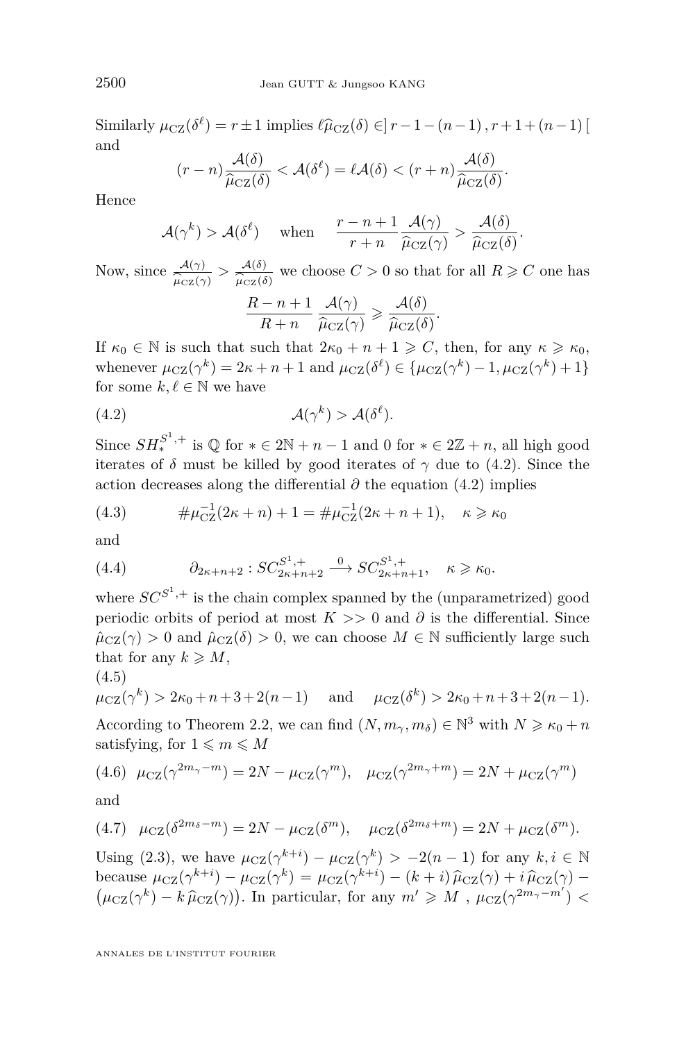Similarly $\mu_{\mathrm{CZ}}(\delta^\ell) = r \pm 1$ implies $\ell \widehat{\mu}_{\mathrm{CZ}}(\delta) \in ]\, r-1-(n-1)\,, r+1+(n-1)\,[$ and

$$(r-n)\frac{\mathcal{A}(\delta)}{\widehat{\mu}_{\mathrm{CZ}}(\delta)} < \mathcal{A}(\delta^\ell) = \ell\mathcal{A}(\delta) < (r+n)\frac{\mathcal{A}(\delta)}{\widehat{\mu}_{\mathrm{CZ}}(\delta)}.$$

Hence

$$\mathcal{A}(\gamma^k) > \mathcal{A}(\delta^\ell) \quad \text{when} \quad \frac{r-n+1}{r+n}\frac{\mathcal{A}(\gamma)}{\widehat{\mu}_{\mathrm{CZ}}(\gamma)} > \frac{\mathcal{A}(\delta)}{\widehat{\mu}_{\mathrm{CZ}}(\delta)}.$$

Now, since $\frac{\mathcal{A}(\gamma)}{\widehat{\mu}_{\mathrm{CZ}}(\gamma)} > \frac{\mathcal{A}(\delta)}{\widehat{\mu}_{\mathrm{CZ}}(\delta)}$ we choose $C > 0$ so that for all $R \geqslant C$ one has

$$\frac{R-n+1}{R+n}\frac{\mathcal{A}(\gamma)}{\widehat{\mu}_{\mathrm{CZ}}(\gamma)} \geqslant \frac{\mathcal{A}(\delta)}{\widehat{\mu}_{\mathrm{CZ}}(\delta)}.$$

If $\kappa_0 \in \mathbb{N}$ is such that such that $2\kappa_0 + n + 1 \geqslant C$, then, for any $\kappa \geqslant \kappa_0$, whenever $\mu_{\mathrm{CZ}}(\gamma^k) = 2\kappa + n + 1$ and $\mu_{\mathrm{CZ}}(\delta^\ell) \in \{\mu_{\mathrm{CZ}}(\gamma^k) - 1, \mu_{\mathrm{CZ}}(\gamma^k) + 1\}$ for some $k, \ell \in \mathbb{N}$ we have

$$\mathcal{A}(\gamma^k) > \mathcal{A}(\delta^\ell). \tag{4.2}$$

Since $SH_*^{S^1,+}$ is $\mathbb{Q}$ for $* \in 2\mathbb{N} + n - 1$ and $0$ for $* \in 2\mathbb{Z} + n$, all high good iterates of $\delta$ must be killed by good iterates of $\gamma$ due to (4.2). Since the action decreases along the differential $\partial$ the equation (4.2) implies

$$\#\mu_{\mathrm{CZ}}^{-1}(2\kappa + n) + 1 = \#\mu_{\mathrm{CZ}}^{-1}(2\kappa + n + 1), \quad \kappa \geqslant \kappa_0 \tag{4.3}$$

and

$$\partial_{2\kappa+n+2} : SC^{S^1,+}_{2\kappa+n+2} \xrightarrow{\ 0\ } SC^{S^1,+}_{2\kappa+n+1}, \quad \kappa \geqslant \kappa_0. \tag{4.4}$$

where $SC^{S^1,+}$ is the chain complex spanned by the (unparametrized) good periodic orbits of period at most $K >> 0$ and $\partial$ is the differential. Since $\hat{\mu}_{\mathrm{CZ}}(\gamma) > 0$ and $\hat{\mu}_{\mathrm{CZ}}(\delta) > 0$, we can choose $M \in \mathbb{N}$ sufficiently large such that for any $k \geqslant M$,

$$\mu_{\mathrm{CZ}}(\gamma^k) > 2\kappa_0 + n + 3 + 2(n-1) \quad \text{and} \quad \mu_{\mathrm{CZ}}(\delta^k) > 2\kappa_0 + n + 3 + 2(n-1). \tag{4.5}$$

According to Theorem 2.2, we can find $(N, m_\gamma, m_\delta) \in \mathbb{N}^3$ with $N \geqslant \kappa_0 + n$ satisfying, for $1 \leqslant m \leqslant M$

$$\mu_{\mathrm{CZ}}(\gamma^{2m_\gamma - m}) = 2N - \mu_{\mathrm{CZ}}(\gamma^m), \quad \mu_{\mathrm{CZ}}(\gamma^{2m_\gamma + m}) = 2N + \mu_{\mathrm{CZ}}(\gamma^m) \tag{4.6}$$

and

$$\mu_{\mathrm{CZ}}(\delta^{2m_\delta - m}) = 2N - \mu_{\mathrm{CZ}}(\delta^m), \quad \mu_{\mathrm{CZ}}(\delta^{2m_\delta + m}) = 2N + \mu_{\mathrm{CZ}}(\delta^m). \tag{4.7}$$

Using (2.3), we have $\mu_{\mathrm{CZ}}(\gamma^{k+i}) - \mu_{\mathrm{CZ}}(\gamma^k) > -2(n-1)$ for any $k, i \in \mathbb{N}$ because $\mu_{\mathrm{CZ}}(\gamma^{k+i}) - \mu_{\mathrm{CZ}}(\gamma^k) = \mu_{\mathrm{CZ}}(\gamma^{k+i}) - (k+i)\,\widehat{\mu}_{\mathrm{CZ}}(\gamma) + i\,\widehat{\mu}_{\mathrm{CZ}}(\gamma) - \big(\mu_{\mathrm{CZ}}(\gamma^k) - k\,\widehat{\mu}_{\mathrm{CZ}}(\gamma)\big)$. In particular, for any $m' \geqslant M$ , $\mu_{\mathrm{CZ}}(\gamma^{2m_\gamma - m'}) <$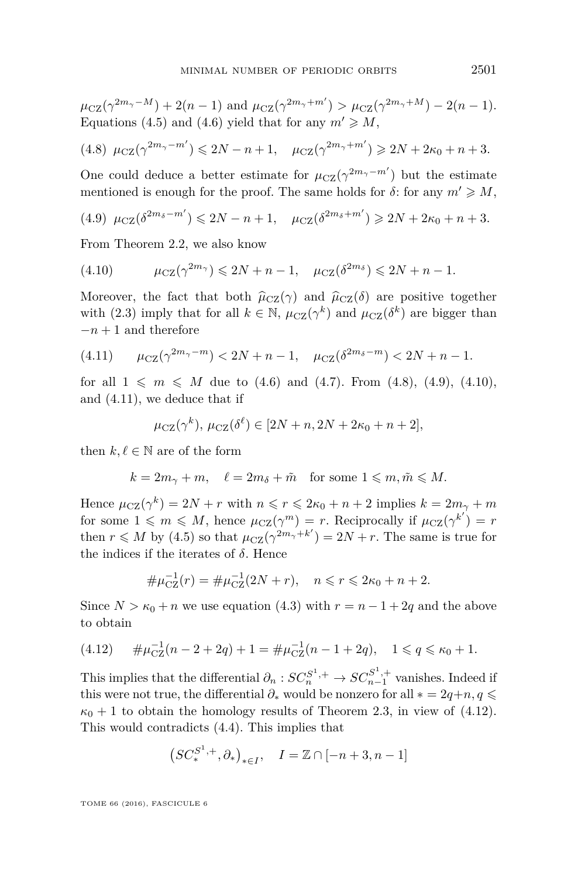$\mu_{\mathrm{CZ}}(\gamma^{2m_\gamma - M}) + 2(n-1)$ and $\mu_{\mathrm{CZ}}(\gamma^{2m_\gamma + m'}) > \mu_{\mathrm{CZ}}(\gamma^{2m_\gamma + M}) - 2(n-1)$. Equations (4.5) and (4.6) yield that for any $m' \geqslant M$,

$$\text{(4.8)}\quad \mu_{\mathrm{CZ}}(\gamma^{2m_\gamma - m'}) \leqslant 2N - n + 1, \quad \mu_{\mathrm{CZ}}(\gamma^{2m_\gamma + m'}) \geqslant 2N + 2\kappa_0 + n + 3.$$

One could deduce a better estimate for $\mu_{\mathrm{CZ}}(\gamma^{2m_\gamma - m'})$ but the estimate mentioned is enough for the proof. The same holds for $\delta$: for any $m' \geqslant M$,

$$\text{(4.9)}\quad \mu_{\mathrm{CZ}}(\delta^{2m_\delta - m'}) \leqslant 2N - n + 1, \quad \mu_{\mathrm{CZ}}(\delta^{2m_\delta + m'}) \geqslant 2N + 2\kappa_0 + n + 3.$$

From Theorem 2.2, we also know

$$\text{(4.10)}\qquad \mu_{\mathrm{CZ}}(\gamma^{2m_\gamma}) \leqslant 2N + n - 1, \quad \mu_{\mathrm{CZ}}(\delta^{2m_\delta}) \leqslant 2N + n - 1.$$

Moreover, the fact that both $\widehat{\mu}_{\mathrm{CZ}}(\gamma)$ and $\widehat{\mu}_{\mathrm{CZ}}(\delta)$ are positive together with (2.3) imply that for all $k \in \mathbb{N}$, $\mu_{\mathrm{CZ}}(\gamma^k)$ and $\mu_{\mathrm{CZ}}(\delta^k)$ are bigger than $-n+1$ and therefore

$$\text{(4.11)}\qquad \mu_{\mathrm{CZ}}(\gamma^{2m_\gamma - m}) < 2N + n - 1, \quad \mu_{\mathrm{CZ}}(\delta^{2m_\delta - m}) < 2N + n - 1.$$

for all $1 \leqslant m \leqslant M$ due to (4.6) and (4.7). From (4.8), (4.9), (4.10), and (4.11), we deduce that if

$$\mu_{\mathrm{CZ}}(\gamma^k),\, \mu_{\mathrm{CZ}}(\delta^\ell) \in [2N + n, 2N + 2\kappa_0 + n + 2],$$

then $k, \ell \in \mathbb{N}$ are of the form

$$k = 2m_\gamma + m, \quad \ell = 2m_\delta + \tilde{m} \quad \text{for some } 1 \leqslant m, \tilde{m} \leqslant M.$$

Hence $\mu_{\mathrm{CZ}}(\gamma^k) = 2N + r$ with $n \leqslant r \leqslant 2\kappa_0 + n + 2$ implies $k = 2m_\gamma + m$ for some $1 \leqslant m \leqslant M$, hence $\mu_{\mathrm{CZ}}(\gamma^m) = r$. Reciprocally if $\mu_{\mathrm{CZ}}(\gamma^{k'}) = r$ then $r \leqslant M$ by (4.5) so that $\mu_{\mathrm{CZ}}(\gamma^{2m_\gamma + k'}) = 2N + r$. The same is true for the indices if the iterates of $\delta$. Hence

$$\#\mu_{\mathrm{CZ}}^{-1}(r) = \#\mu_{\mathrm{CZ}}^{-1}(2N + r), \quad n \leqslant r \leqslant 2\kappa_0 + n + 2.$$

Since $N > \kappa_0 + n$ we use equation (4.3) with $r = n - 1 + 2q$ and the above to obtain

$$\text{(4.12)}\qquad \#\mu_{\mathrm{CZ}}^{-1}(n - 2 + 2q) + 1 = \#\mu_{\mathrm{CZ}}^{-1}(n - 1 + 2q), \quad 1 \leqslant q \leqslant \kappa_0 + 1.$$

This implies that the differential $\partial_n : SC_n^{S^1,+} \to SC_{n-1}^{S^1,+}$ vanishes. Indeed if this were not true, the differential $\partial_*$ would be nonzero for all $* = 2q + n, q \leqslant \kappa_0 + 1$ to obtain the homology results of Theorem 2.3, in view of (4.12). This would contradicts (4.4). This implies that

$$\left(SC_*^{S^1,+}, \partial_*\right)_{* \in I}, \quad I = \mathbb{Z} \cap [-n + 3, n - 1]$$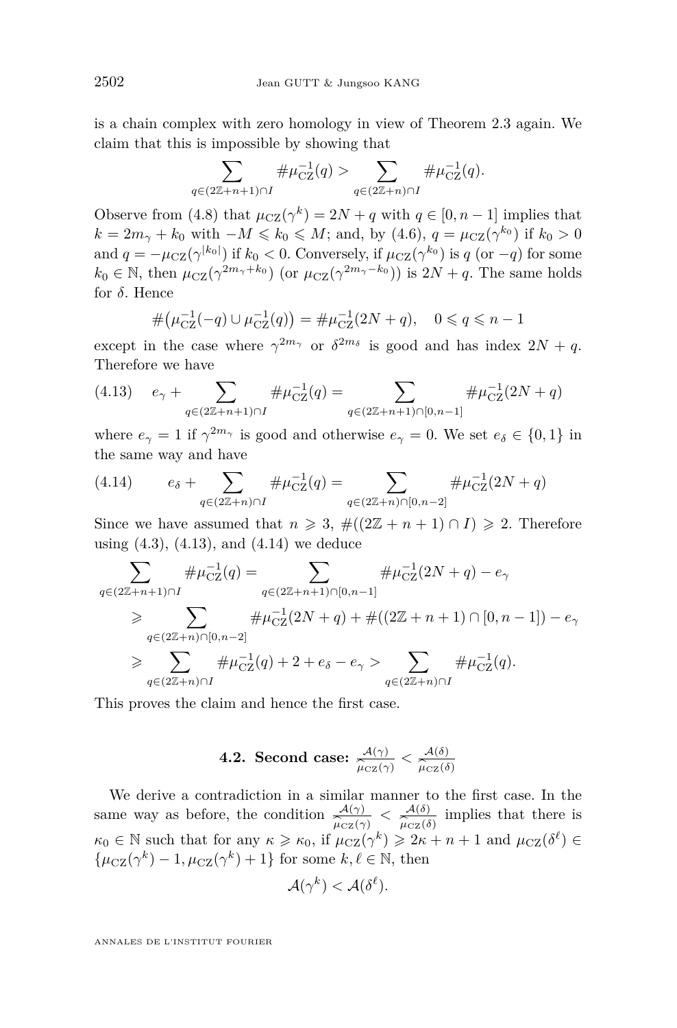is a chain complex with zero homology in view of Theorem 2.3 again. We claim that this is impossible by showing that

$$\sum_{q\in(2\mathbb{Z}+n+1)\cap I}\#\mu_{\mathrm{CZ}}^{-1}(q) > \sum_{q\in(2\mathbb{Z}+n)\cap I}\#\mu_{\mathrm{CZ}}^{-1}(q).$$

Observe from (4.8) that $\mu_{\mathrm{CZ}}(\gamma^k)=2N+q$ with $q\in[0,n-1]$ implies that $k=2m_\gamma+k_0$ with $-M\leqslant k_0\leqslant M$; and, by (4.6), $q=\mu_{\mathrm{CZ}}(\gamma^{k_0})$ if $k_0>0$ and $q=-\mu_{\mathrm{CZ}}(\gamma^{|k_0|})$ if $k_0<0$. Conversely, if $\mu_{\mathrm{CZ}}(\gamma^{k_0})$ is $q$ (or $-q$) for some $k_0\in\mathbb{N}$, then $\mu_{\mathrm{CZ}}(\gamma^{2m_\gamma+k_0})$ (or $\mu_{\mathrm{CZ}}(\gamma^{2m_\gamma-k_0})$) is $2N+q$. The same holds for $\delta$. Hence

$$\#\big(\mu_{\mathrm{CZ}}^{-1}(-q)\cup\mu_{\mathrm{CZ}}^{-1}(q)\big)=\#\mu_{\mathrm{CZ}}^{-1}(2N+q),\quad 0\leqslant q\leqslant n-1$$

except in the case where $\gamma^{2m_\gamma}$ or $\delta^{2m_\delta}$ is good and has index $2N+q$. Therefore we have

$$e_\gamma+\sum_{q\in(2\mathbb{Z}+n+1)\cap I}\#\mu_{\mathrm{CZ}}^{-1}(q)=\sum_{q\in(2\mathbb{Z}+n+1)\cap[0,n-1]}\#\mu_{\mathrm{CZ}}^{-1}(2N+q)\tag{4.13}$$

where $e_\gamma=1$ if $\gamma^{2m_\gamma}$ is good and otherwise $e_\gamma=0$. We set $e_\delta\in\{0,1\}$ in the same way and have

$$e_\delta+\sum_{q\in(2\mathbb{Z}+n)\cap I}\#\mu_{\mathrm{CZ}}^{-1}(q)=\sum_{q\in(2\mathbb{Z}+n)\cap[0,n-2]}\#\mu_{\mathrm{CZ}}^{-1}(2N+q)\tag{4.14}$$

Since we have assumed that $n\geqslant 3$, $\#((2\mathbb{Z}+n+1)\cap I)\geqslant 2$. Therefore using (4.3), (4.13), and (4.14) we deduce

$$\begin{aligned}
\sum_{q\in(2\mathbb{Z}+n+1)\cap I}\#\mu_{\mathrm{CZ}}^{-1}(q) &= \sum_{q\in(2\mathbb{Z}+n+1)\cap[0,n-1]}\#\mu_{\mathrm{CZ}}^{-1}(2N+q)-e_\gamma\\
&\geqslant \sum_{q\in(2\mathbb{Z}+n)\cap[0,n-2]}\#\mu_{\mathrm{CZ}}^{-1}(2N+q)+\#((2\mathbb{Z}+n+1)\cap[0,n-1])-e_\gamma\\
&\geqslant \sum_{q\in(2\mathbb{Z}+n)\cap I}\#\mu_{\mathrm{CZ}}^{-1}(q)+2+e_\delta-e_\gamma > \sum_{q\in(2\mathbb{Z}+n)\cap I}\#\mu_{\mathrm{CZ}}^{-1}(q).
\end{aligned}$$

This proves the claim and hence the first case.

## 4.2. Second case: $\frac{\mathcal{A}(\gamma)}{\widehat{\mu}_{\mathrm{CZ}}(\gamma)}<\frac{\mathcal{A}(\delta)}{\widehat{\mu}_{\mathrm{CZ}}(\delta)}$

We derive a contradiction in a similar manner to the first case. In the same way as before, the condition $\frac{\mathcal{A}(\gamma)}{\widehat{\mu}_{\mathrm{CZ}}(\gamma)}<\frac{\mathcal{A}(\delta)}{\widehat{\mu}_{\mathrm{CZ}}(\delta)}$ implies that there is $\kappa_0\in\mathbb{N}$ such that for any $\kappa\geqslant\kappa_0$, if $\mu_{\mathrm{CZ}}(\gamma^k)\geqslant 2\kappa+n+1$ and $\mu_{\mathrm{CZ}}(\delta^\ell)\in\{\mu_{\mathrm{CZ}}(\gamma^k)-1,\mu_{\mathrm{CZ}}(\gamma^k)+1\}$ for some $k,\ell\in\mathbb{N}$, then

$$\mathcal{A}(\gamma^k)<\mathcal{A}(\delta^\ell).$$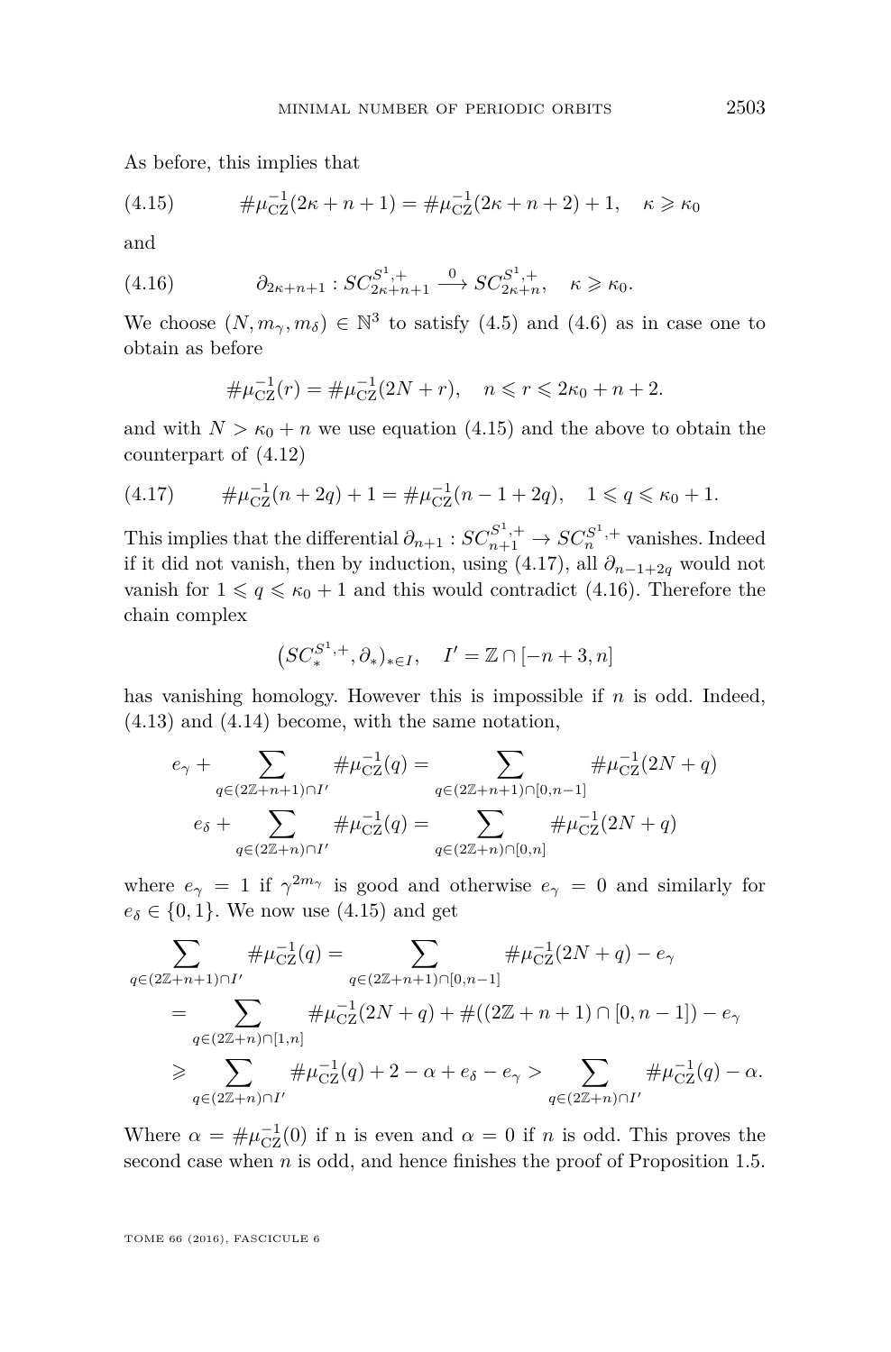As before, this implies that

$$\#\mu_{\mathrm{CZ}}^{-1}(2\kappa+n+1) = \#\mu_{\mathrm{CZ}}^{-1}(2\kappa+n+2)+1, \quad \kappa \geqslant \kappa_0 \tag{4.15}$$

and

$$\partial_{2\kappa+n+1} : SC^{S^1,+}_{2\kappa+n+1} \xrightarrow{\;0\;} SC^{S^1,+}_{2\kappa+n}, \quad \kappa \geqslant \kappa_0. \tag{4.16}$$

We choose $(N, m_\gamma, m_\delta) \in \mathbb{N}^3$ to satisfy (4.5) and (4.6) as in case one to obtain as before

$$\#\mu_{\mathrm{CZ}}^{-1}(r) = \#\mu_{\mathrm{CZ}}^{-1}(2N+r), \quad n \leqslant r \leqslant 2\kappa_0+n+2.$$

and with $N > \kappa_0 + n$ we use equation (4.15) and the above to obtain the counterpart of (4.12)

$$\#\mu_{\mathrm{CZ}}^{-1}(n+2q)+1 = \#\mu_{\mathrm{CZ}}^{-1}(n-1+2q), \quad 1 \leqslant q \leqslant \kappa_0+1. \tag{4.17}$$

This implies that the differential $\partial_{n+1} : SC^{S^1,+}_{n+1} \to SC^{S^1,+}_{n}$ vanishes. Indeed if it did not vanish, then by induction, using (4.17), all $\partial_{n-1+2q}$ would not vanish for $1 \leqslant q \leqslant \kappa_0+1$ and this would contradict (4.16). Therefore the chain complex

$$\left(SC^{S^1,+}_{*}, \partial_*\right)_{* \in I}, \quad I' = \mathbb{Z} \cap [-n+3, n]$$

has vanishing homology. However this is impossible if $n$ is odd. Indeed, (4.13) and (4.14) become, with the same notation,

$$e_\gamma + \sum_{q \in (2\mathbb{Z}+n+1)\cap I'} \#\mu_{\mathrm{CZ}}^{-1}(q) = \sum_{q \in (2\mathbb{Z}+n+1)\cap [0,n-1]} \#\mu_{\mathrm{CZ}}^{-1}(2N+q)$$

$$e_\delta + \sum_{q \in (2\mathbb{Z}+n)\cap I'} \#\mu_{\mathrm{CZ}}^{-1}(q) = \sum_{q \in (2\mathbb{Z}+n)\cap [0,n]} \#\mu_{\mathrm{CZ}}^{-1}(2N+q)$$

where $e_\gamma = 1$ if $\gamma^{2m_\gamma}$ is good and otherwise $e_\gamma = 0$ and similarly for $e_\delta \in \{0,1\}$. We now use (4.15) and get

$$\begin{aligned}
\sum_{q \in (2\mathbb{Z}+n+1)\cap I'} \#\mu_{\mathrm{CZ}}^{-1}(q) &= \sum_{q \in (2\mathbb{Z}+n+1)\cap [0,n-1]} \#\mu_{\mathrm{CZ}}^{-1}(2N+q) - e_\gamma \\
&= \sum_{q \in (2\mathbb{Z}+n)\cap [1,n]} \#\mu_{\mathrm{CZ}}^{-1}(2N+q) + \#((2\mathbb{Z}+n+1)\cap[0,n-1]) - e_\gamma \\
&\geqslant \sum_{q \in (2\mathbb{Z}+n)\cap I'} \#\mu_{\mathrm{CZ}}^{-1}(q) + 2 - \alpha + e_\delta - e_\gamma > \sum_{q \in (2\mathbb{Z}+n)\cap I'} \#\mu_{\mathrm{CZ}}^{-1}(q) - \alpha.
\end{aligned}$$

Where $\alpha = \#\mu_{\mathrm{CZ}}^{-1}(0)$ if n is even and $\alpha = 0$ if $n$ is odd. This proves the second case when $n$ is odd, and hence finishes the proof of Proposition 1.5.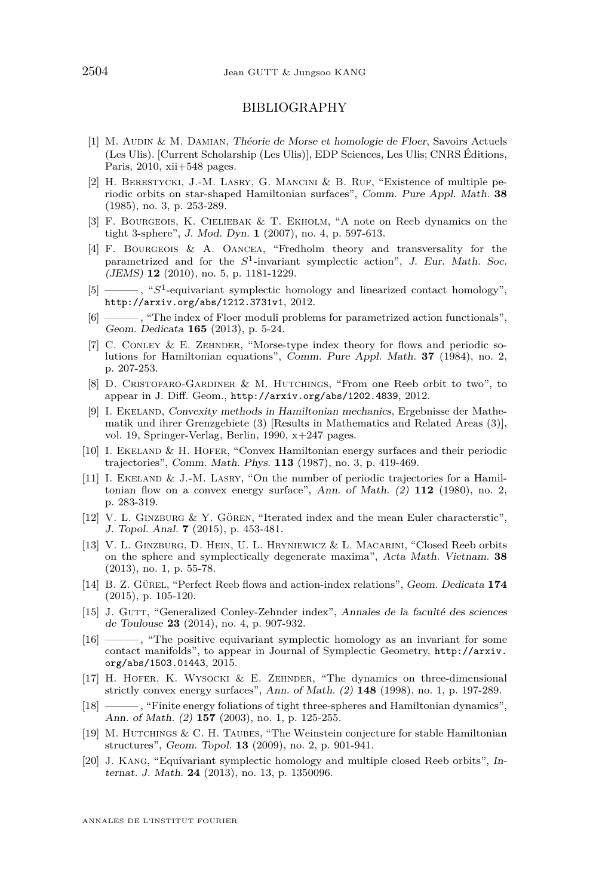# BIBLIOGRAPHY

[1] M. Audin & M. Damian, *Théorie de Morse et homologie de Floer*, Savoirs Actuels (Les Ulis). [Current Scholarship (Les Ulis)], EDP Sciences, Les Ulis; CNRS Éditions, Paris, 2010, xii+548 pages.

[2] H. Berestycki, J.-M. Lasry, G. Mancini & B. Ruf, "Existence of multiple periodic orbits on star-shaped Hamiltonian surfaces", *Comm. Pure Appl. Math.* **38** (1985), no. 3, p. 253-289.

[3] F. Bourgeois, K. Cieliebak & T. Ekholm, "A note on Reeb dynamics on the tight 3-sphere", *J. Mod. Dyn.* **1** (2007), no. 4, p. 597-613.

[4] F. Bourgeois & A. Oancea, "Fredholm theory and transversality for the parametrized and for the $S^1$-invariant symplectic action", *J. Eur. Math. Soc. (JEMS)* **12** (2010), no. 5, p. 1181-1229.

[5] ———, "$S^1$-equivariant symplectic homology and linearized contact homology", http://arxiv.org/abs/1212.3731v1, 2012.

[6] ———, "The index of Floer moduli problems for parametrized action functionals", *Geom. Dedicata* **165** (2013), p. 5-24.

[7] C. Conley & E. Zehnder, "Morse-type index theory for flows and periodic solutions for Hamiltonian equations", *Comm. Pure Appl. Math.* **37** (1984), no. 2, p. 207-253.

[8] D. Cristofaro-Gardiner & M. Hutchings, "From one Reeb orbit to two", to appear in J. Diff. Geom., http://arxiv.org/abs/1202.4839, 2012.

[9] I. Ekeland, *Convexity methods in Hamiltonian mechanics*, Ergebnisse der Mathematik und ihrer Grenzgebiete (3) [Results in Mathematics and Related Areas (3)], vol. 19, Springer-Verlag, Berlin, 1990, x+247 pages.

[10] I. Ekeland & H. Hofer, "Convex Hamiltonian energy surfaces and their periodic trajectories", *Comm. Math. Phys.* **113** (1987), no. 3, p. 419-469.

[11] I. Ekeland & J.-M. Lasry, "On the number of periodic trajectories for a Hamiltonian flow on a convex energy surface", *Ann. of Math. (2)* **112** (1980), no. 2, p. 283-319.

[12] V. L. Ginzburg & Y. Gören, "Iterated index and the mean Euler characterstic", *J. Topol. Anal.* **7** (2015), p. 453-481.

[13] V. L. Ginzburg, D. Hein, U. L. Hryniewicz & L. Macarini, "Closed Reeb orbits on the sphere and symplectically degenerate maxima", *Acta Math. Vietnam.* **38** (2013), no. 1, p. 55-78.

[14] B. Z. Gürel, "Perfect Reeb flows and action-index relations", *Geom. Dedicata* **174** (2015), p. 105-120.

[15] J. Gutt, "Generalized Conley-Zehnder index", *Annales de la faculté des sciences de Toulouse* **23** (2014), no. 4, p. 907-932.

[16] ———, "The positive equivariant symplectic homology as an invariant for some contact manifolds", to appear in Journal of Symplectic Geometry, http://arxiv.org/abs/1503.01443, 2015.

[17] H. Hofer, K. Wysocki & E. Zehnder, "The dynamics on three-dimensional strictly convex energy surfaces", *Ann. of Math. (2)* **148** (1998), no. 1, p. 197-289.

[18] ———, "Finite energy foliations of tight three-spheres and Hamiltonian dynamics", *Ann. of Math. (2)* **157** (2003), no. 1, p. 125-255.

[19] M. Hutchings & C. H. Taubes, "The Weinstein conjecture for stable Hamiltonian structures", *Geom. Topol.* **13** (2009), no. 2, p. 901-941.

[20] J. Kang, "Equivariant symplectic homology and multiple closed Reeb orbits", *Internat. J. Math.* **24** (2013), no. 13, p. 1350096.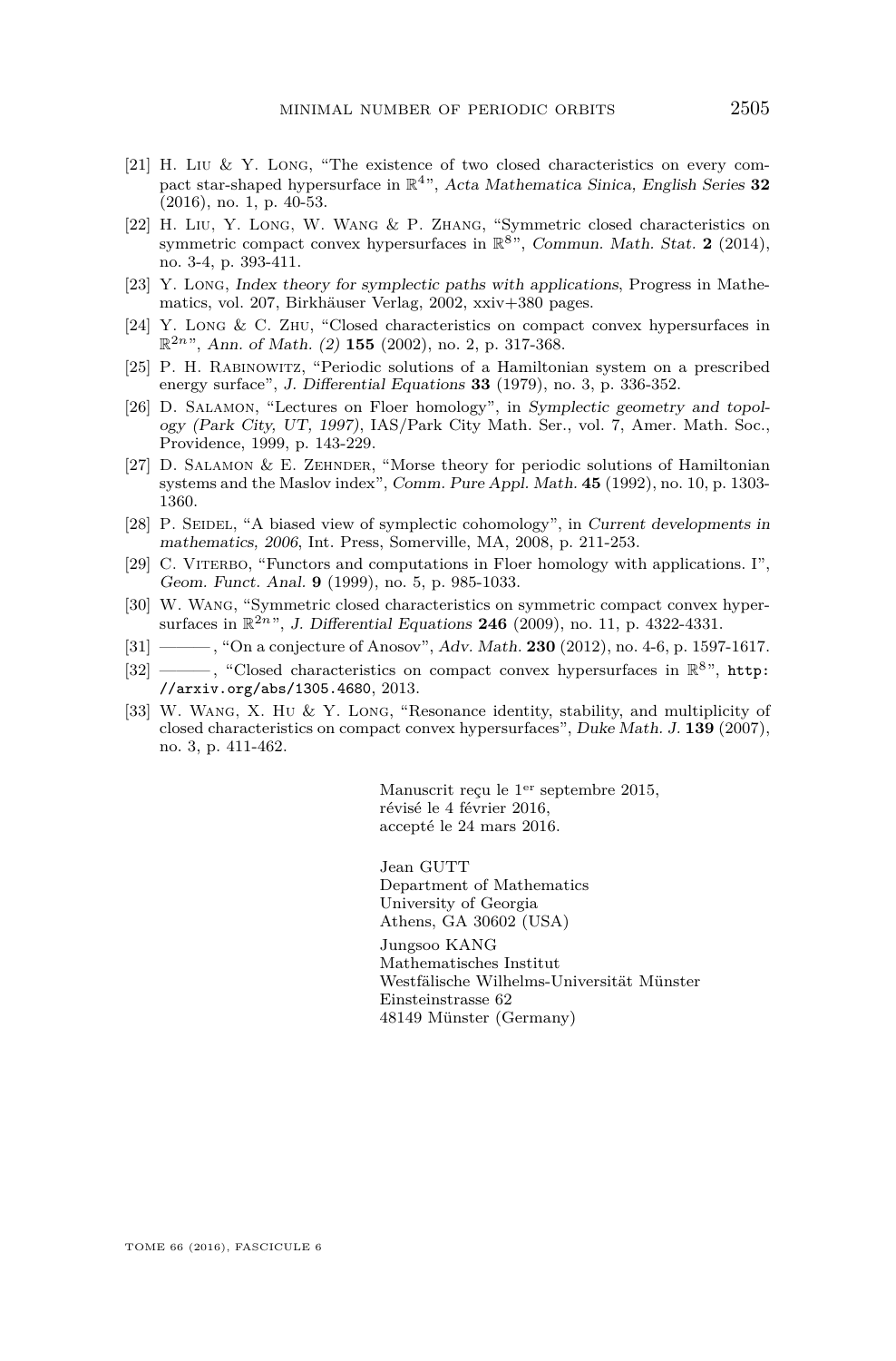[21] H. Liu & Y. Long, "The existence of two closed characteristics on every compact star-shaped hypersurface in $\mathbb{R}^4$", *Acta Mathematica Sinica, English Series* **32** (2016), no. 1, p. 40-53.

[22] H. Liu, Y. Long, W. Wang & P. Zhang, "Symmetric closed characteristics on symmetric compact convex hypersurfaces in $\mathbb{R}^8$", *Commun. Math. Stat.* **2** (2014), no. 3-4, p. 393-411.

[23] Y. Long, *Index theory for symplectic paths with applications*, Progress in Mathematics, vol. 207, Birkhäuser Verlag, 2002, xxiv+380 pages.

[24] Y. Long & C. Zhu, "Closed characteristics on compact convex hypersurfaces in $\mathbb{R}^{2n}$", *Ann. of Math. (2)* **155** (2002), no. 2, p. 317-368.

[25] P. H. Rabinowitz, "Periodic solutions of a Hamiltonian system on a prescribed energy surface", *J. Differential Equations* **33** (1979), no. 3, p. 336-352.

[26] D. Salamon, "Lectures on Floer homology", in *Symplectic geometry and topology (Park City, UT, 1997)*, IAS/Park City Math. Ser., vol. 7, Amer. Math. Soc., Providence, 1999, p. 143-229.

[27] D. Salamon & E. Zehnder, "Morse theory for periodic solutions of Hamiltonian systems and the Maslov index", *Comm. Pure Appl. Math.* **45** (1992), no. 10, p. 1303-1360.

[28] P. Seidel, "A biased view of symplectic cohomology", in *Current developments in mathematics, 2006*, Int. Press, Somerville, MA, 2008, p. 211-253.

[29] C. Viterbo, "Functors and computations in Floer homology with applications. I", *Geom. Funct. Anal.* **9** (1999), no. 5, p. 985-1033.

[30] W. Wang, "Symmetric closed characteristics on symmetric compact convex hypersurfaces in $\mathbb{R}^{2n}$", *J. Differential Equations* **246** (2009), no. 11, p. 4322-4331.

[31] ———, "On a conjecture of Anosov", *Adv. Math.* **230** (2012), no. 4-6, p. 1597-1617.

[32] ———, "Closed characteristics on compact convex hypersurfaces in $\mathbb{R}^8$", http://arxiv.org/abs/1305.4680, 2013.

[33] W. Wang, X. Hu & Y. Long, "Resonance identity, stability, and multiplicity of closed characteristics on compact convex hypersurfaces", *Duke Math. J.* **139** (2007), no. 3, p. 411-462.

Manuscrit reçu le 1er septembre 2015,
révisé le 4 février 2016,
accepté le 24 mars 2016.

Jean GUTT
Department of Mathematics
University of Georgia
Athens, GA 30602 (USA)

Jungsoo KANG
Mathematisches Institut
Westfälische Wilhelms-Universität Münster
Einsteinstrasse 62
48149 Münster (Germany)